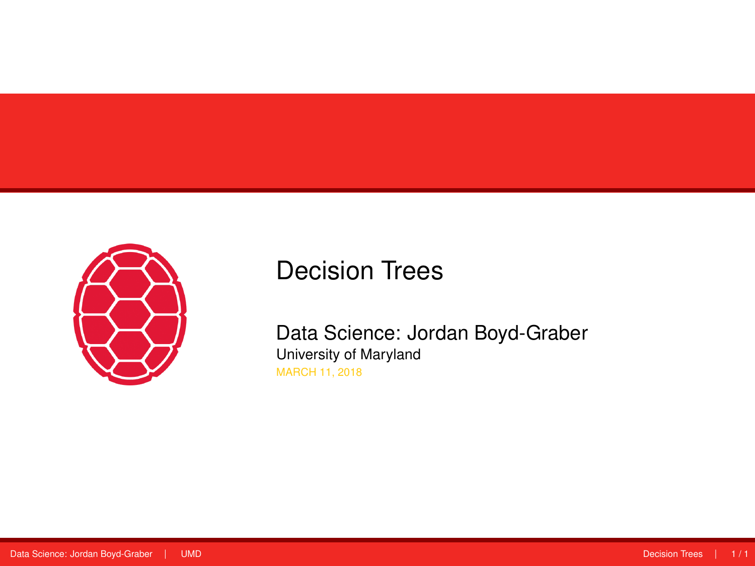# Decision Trees

Data Science: Jordan Boyd-Graber

University of Maryland

MARCH 11, 2018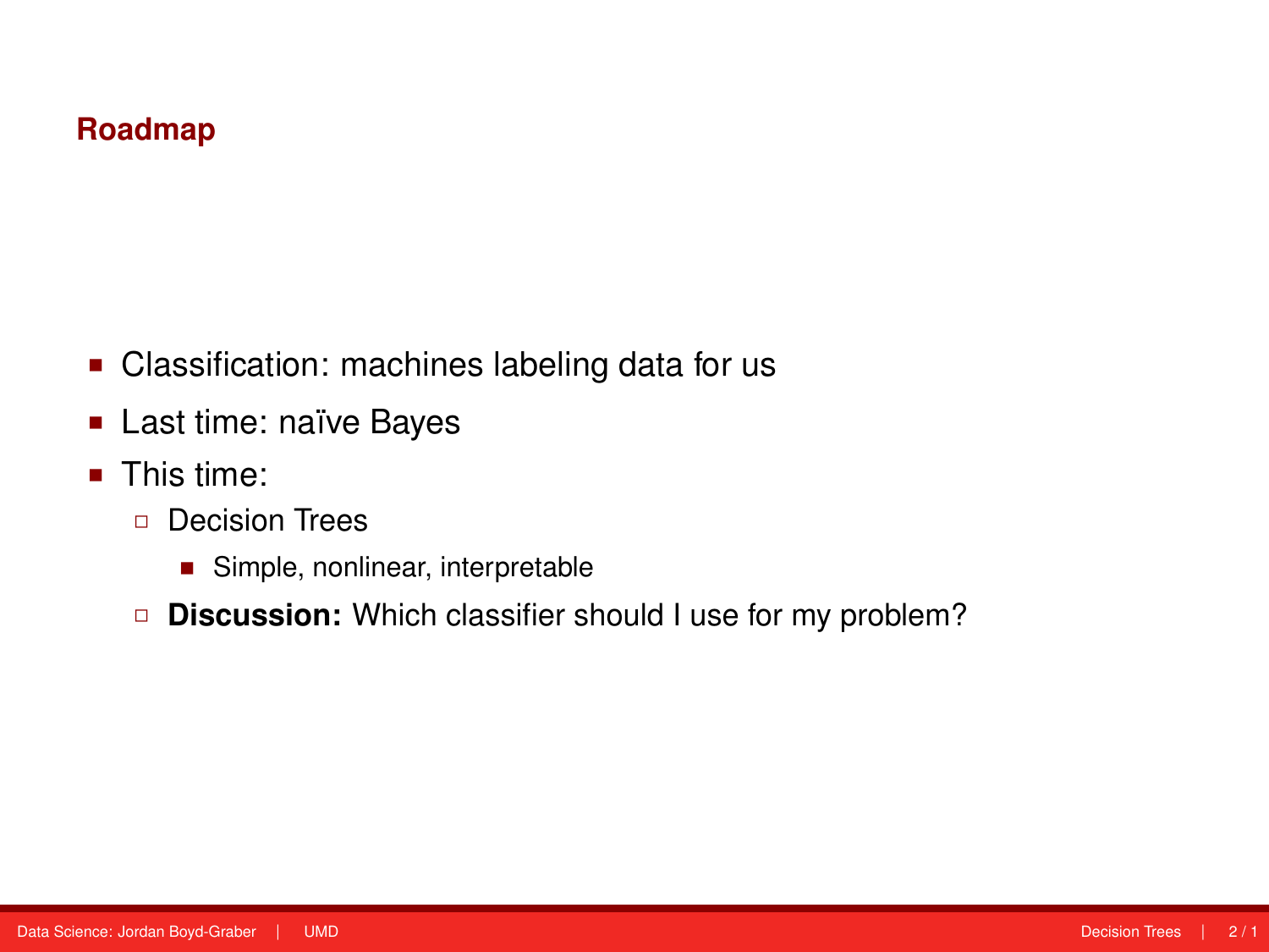# Roadmap

- Classification: machines labeling data for us
- Last time: naïve Bayes
- This time:
  - Decision Trees
    - Simple, nonlinear, interpretable
  - **Discussion:** Which classifier should I use for my problem?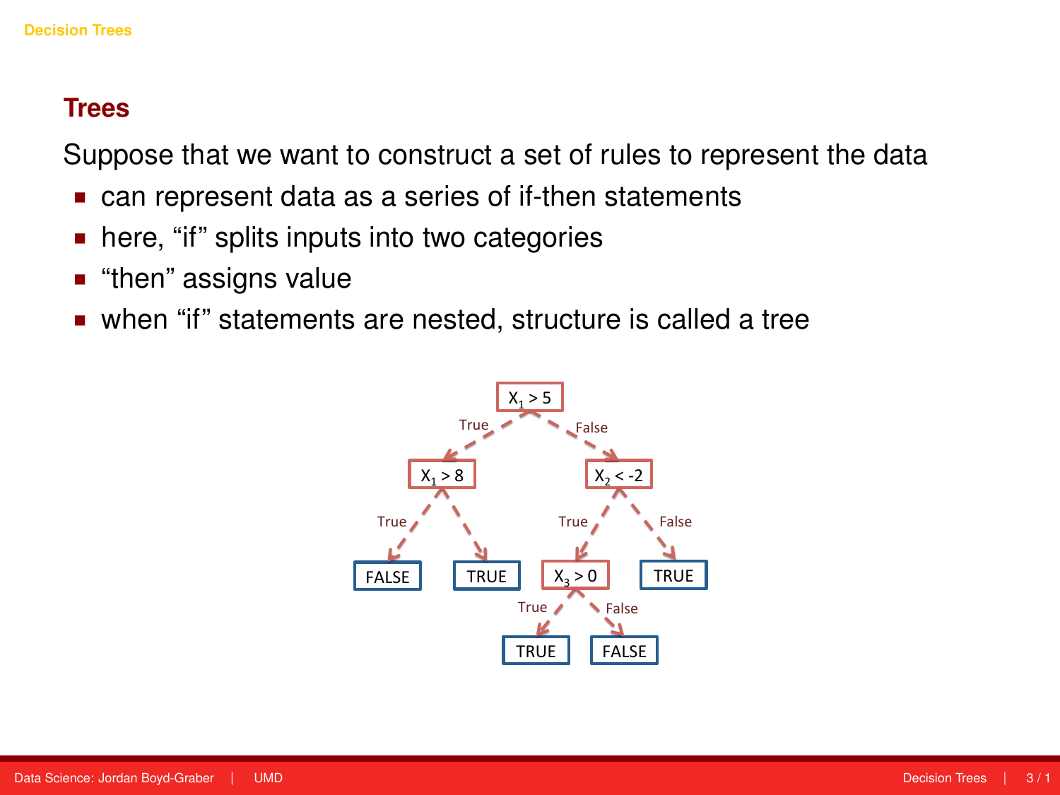## Trees

Suppose that we want to construct a set of rules to represent the data

- can represent data as a series of if-then statements
- here, "if" splits inputs into two categories
- "then" assigns value
- when "if" statements are nested, structure is called a tree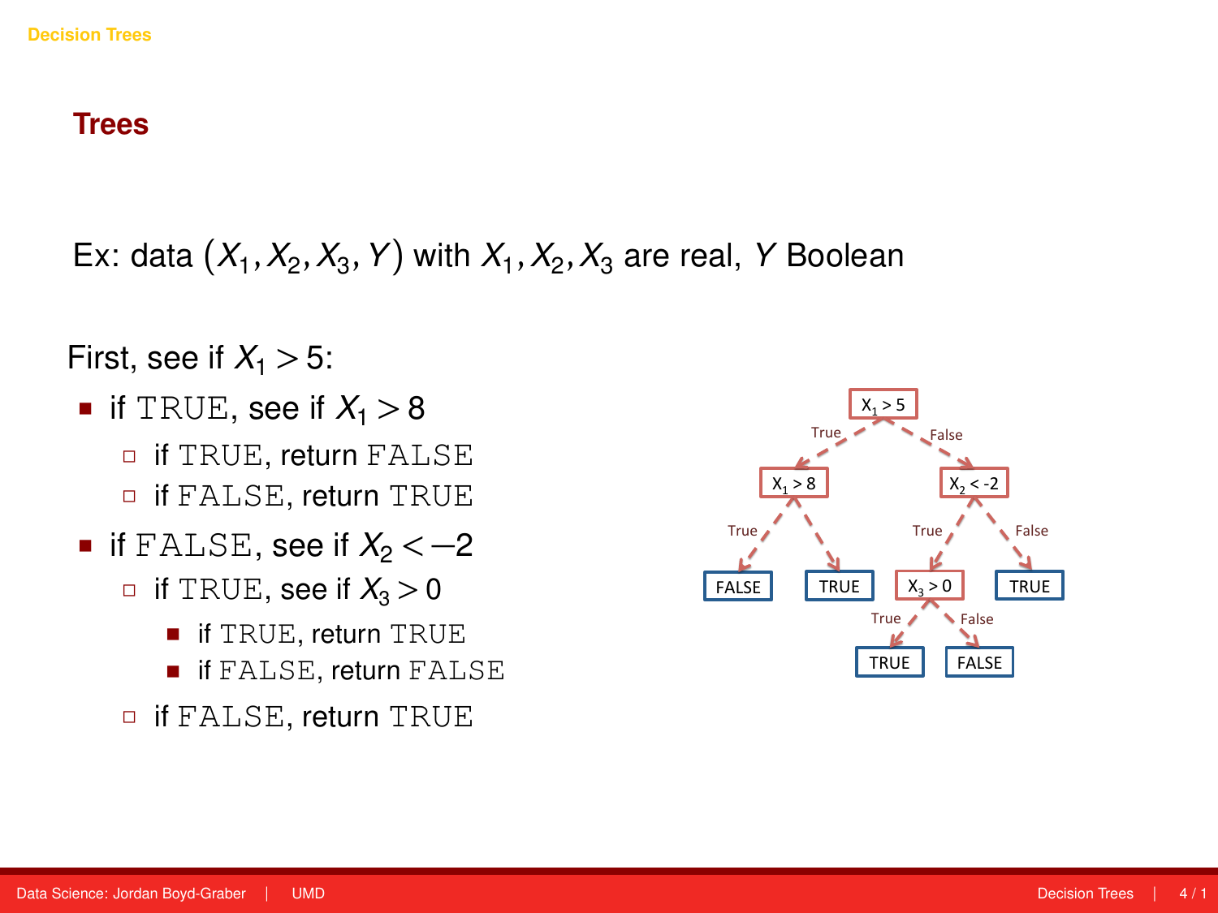## Trees

Ex: data $(X_1, X_2, X_3, Y)$ with $X_1, X_2, X_3$ are real, $Y$ Boolean

First, see if $X_1 > 5$:

- if TRUE, see if $X_1 > 8$
  - if TRUE, return FALSE
  - if FALSE, return TRUE
- if FALSE, see if $X_2 < -2$
  - if TRUE, see if $X_3 > 0$
    - if TRUE, return TRUE
    - if FALSE, return FALSE
  - if FALSE, return TRUE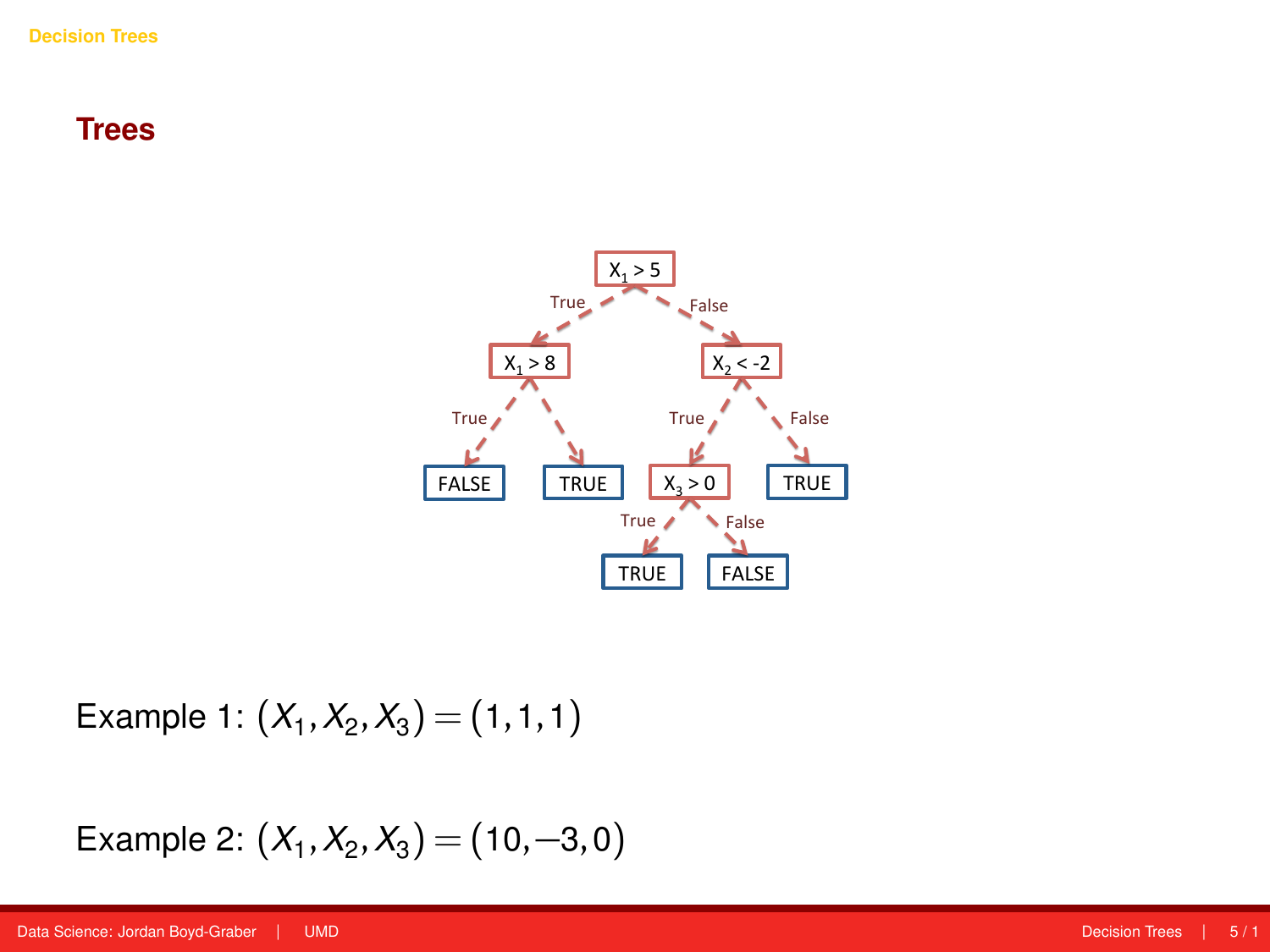# Trees

Example 1: $(X_1, X_2, X_3) = (1, 1, 1)$

Example 2: $(X_1, X_2, X_3) = (10, -3, 0)$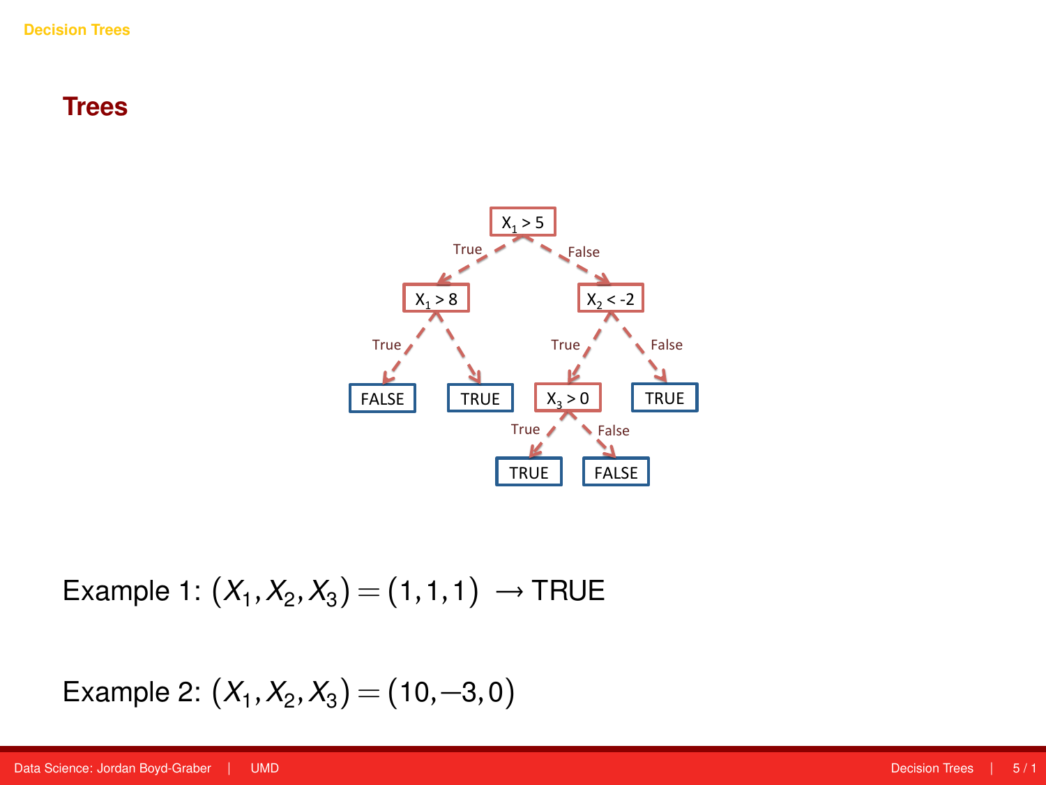## Trees

Example 1: $(X_1, X_2, X_3) = (1, 1, 1) \rightarrow$ TRUE

Example 2: $(X_1, X_2, X_3) = (10, -3, 0)$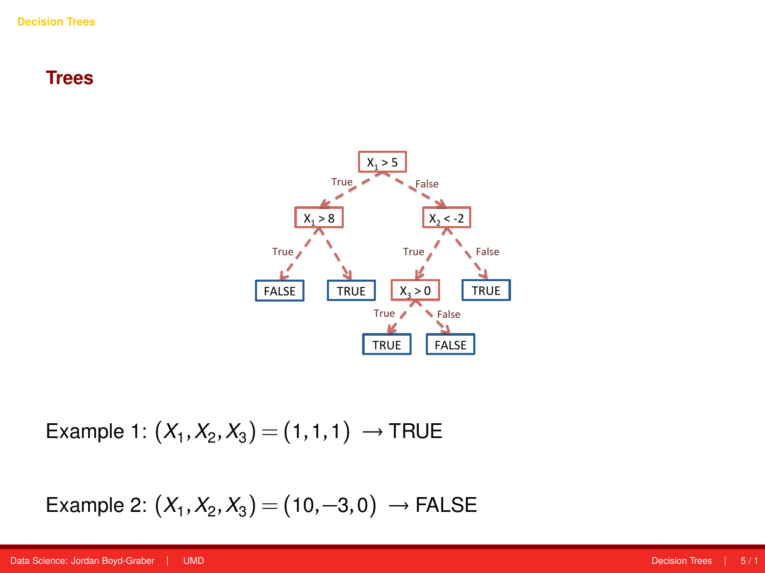## Trees

Example 1: $(X_1, X_2, X_3) = (1, 1, 1) \rightarrow$ TRUE

Example 2: $(X_1, X_2, X_3) = (10, -3, 0) \rightarrow$ FALSE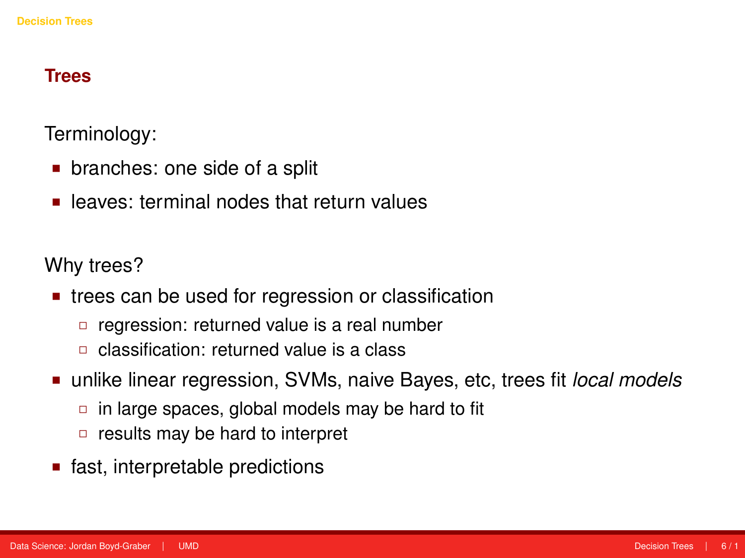## Trees

Terminology:

- branches: one side of a split
- leaves: terminal nodes that return values

Why trees?

- trees can be used for regression or classification
  - regression: returned value is a real number
  - classification: returned value is a class
- unlike linear regression, SVMs, naive Bayes, etc, trees fit *local models*
  - in large spaces, global models may be hard to fit
  - results may be hard to interpret
- fast, interpretable predictions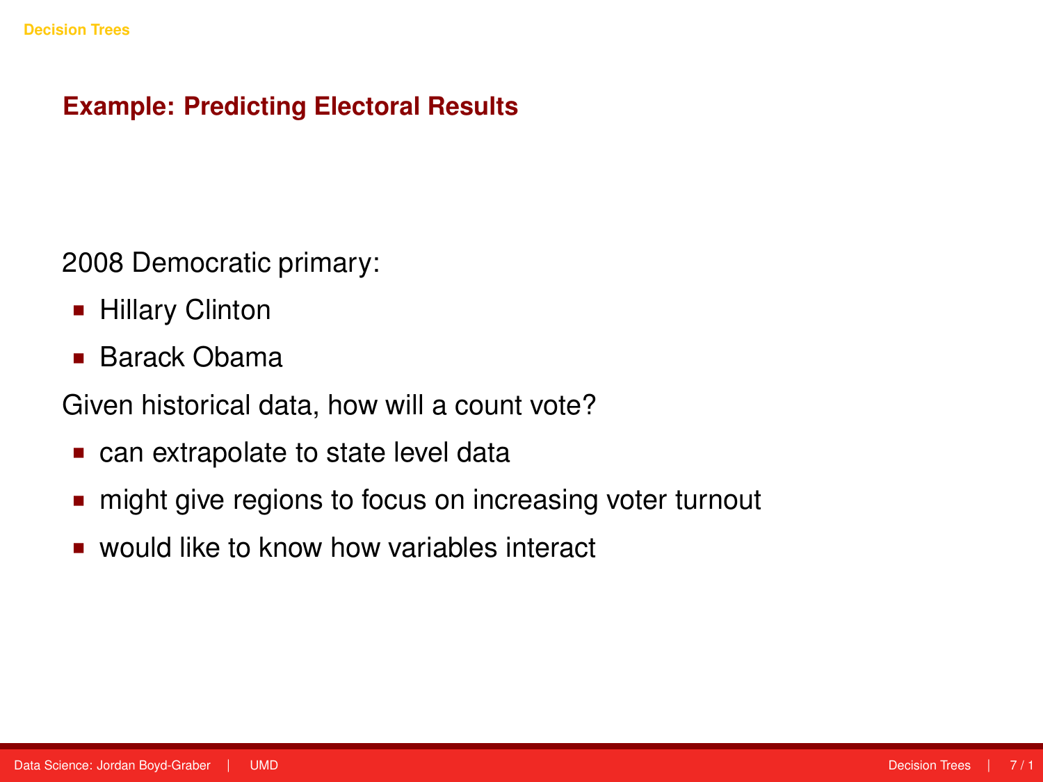## Example: Predicting Electoral Results

2008 Democratic primary:

- Hillary Clinton
- Barack Obama

Given historical data, how will a count vote?

- can extrapolate to state level data
- might give regions to focus on increasing voter turnout
- would like to know how variables interact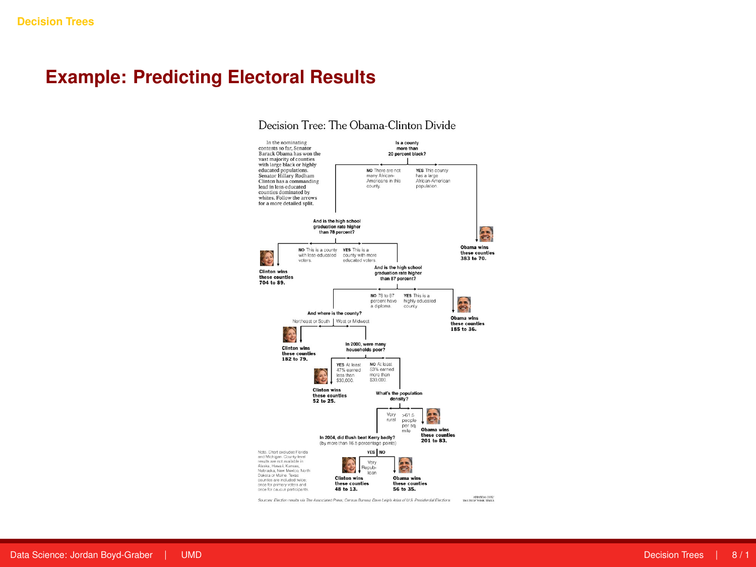## Example: Predicting Electoral Results

### Decision Tree: The Obama-Clinton Divide

In the nominating contests so far, Senator Barack Obama has won the vast majority of counties with large black or highly educated populations. Senator Hillary Rodham Clinton has a commanding lead in less-educated counties dominated by whites. Follow the arrows for a more detailed split.

**Is a county more than 20 percent black?**

- **NO** There are not many African-Americans in this county.
  - **And is the high school graduation rate higher than 78 percent?**
    - **NO** This is a county with less-educated voters.
      - **Clinton wins these counties 704 to 89.**
    - **YES** This is a county with more educated voters.
      - **And is the high school graduation rate higher than 87 percent?**
        - **NO** 78 to 87 percent have a diploma.
          - **And where is the county?**
            - Northeast or South
              - **Clinton wins these counties 182 to 79.**
            - West or Midwest
              - **In 2000, were many households poor?**
                - **YES** At least 47% earned less than $30,000.
                  - **Clinton wins these counties 52 to 25.**
                - **NO** At least 53% earned more than $30,000.
                  - **What's the population density?**
                    - Very rural
                      - **In 2004, did Bush beat Kerry badly?** (by more than 16.5 percentage points)
                        - **YES** Very Republican
                          - **Clinton wins these counties 48 to 13.**
                        - **NO**
                          - **Obama wins these counties 56 to 35.**
                    - >61.5 people per sq. mile
                      - **Obama wins these counties 201 to 83.**
        - **YES** This is a highly educated county.
          - **Obama wins these counties 185 to 36.**
- **YES** This county has a large African-American population.
  - **Obama wins these counties 383 to 70.**

Note: Chart excludes Florida and Michigan. County-level results are not available in Alaska, Hawaii, Kansas, Nebraska, New Mexico, North Dakota or Maine. Texas counties are included twice: once for primary voters and once for caucus participants.

*Sources: Election results via The Associated Press; Census Bureau; Dave Leip's Atlas of U.S. Presidential Elections*

AMANDA COX/THE NEW YORK TIMES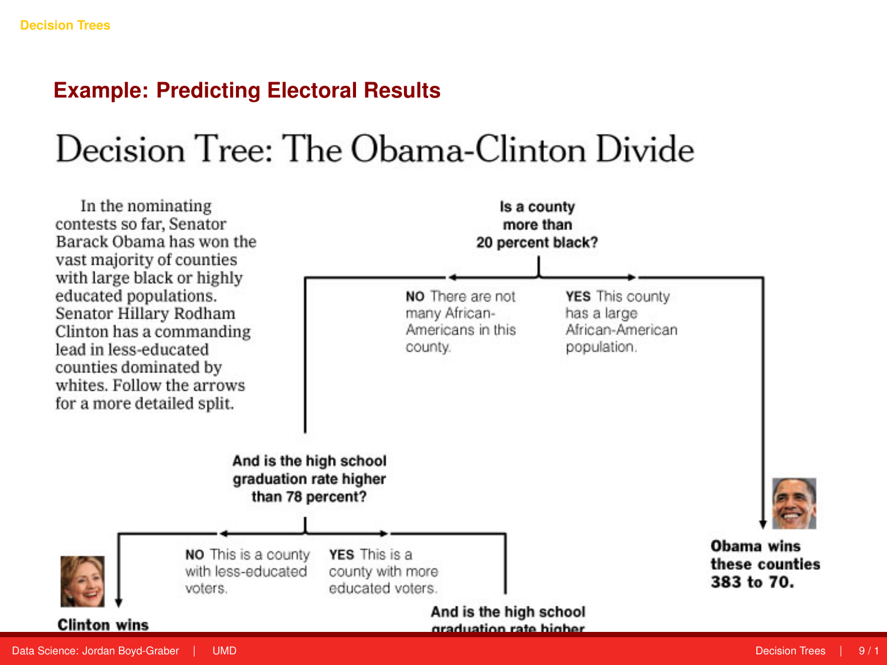## Example: Predicting Electoral Results

# Decision Tree: The Obama-Clinton Divide

In the nominating contests so far, Senator Barack Obama has won the vast majority of counties with large black or highly educated populations. Senator Hillary Rodham Clinton has a commanding lead in less-educated counties dominated by whites. Follow the arrows for a more detailed split.

**Is a county more than 20 percent black?**

**NO** There are not many African-Americans in this county.

**YES** This county has a large African-American population.

**And is the high school graduation rate higher than 78 percent?**

**NO** This is a county with less-educated voters.

**YES** This is a county with more educated voters.

**Obama wins these counties 383 to 70.**

**Clinton wins**

**And is the high school graduation rate higher**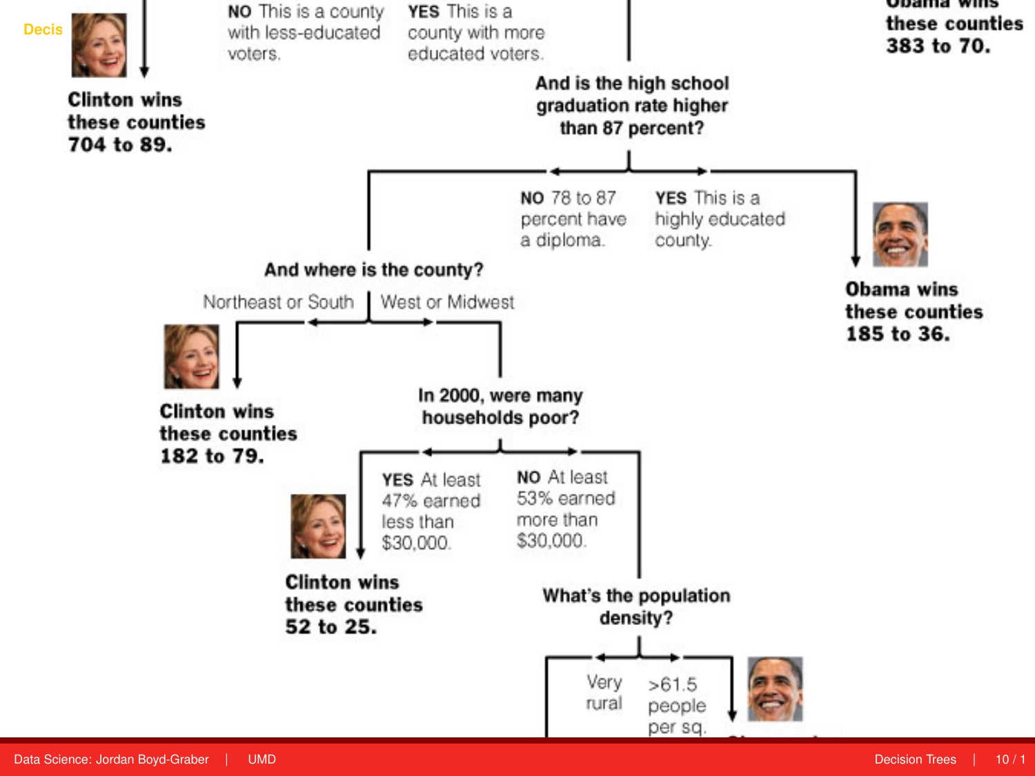Decis

Clinton wins these counties 704 to 89.

**NO** This is a county with less-educated voters.

**YES** This is a county with more educated voters.

Obama wins these counties 383 to 70.

**And is the high school graduation rate higher than 87 percent?**

**NO** 78 to 87 percent have a diploma.

**YES** This is a highly educated county.

Obama wins these counties 185 to 36.

**And where is the county?**

Northeast or South | West or Midwest

Clinton wins these counties 182 to 79.

**In 2000, were many households poor?**

**YES** At least 47% earned less than $30,000.

**NO** At least 53% earned more than $30,000.

Clinton wins these counties 52 to 25.

**What's the population density?**

Very rural

>61.5 people per sq.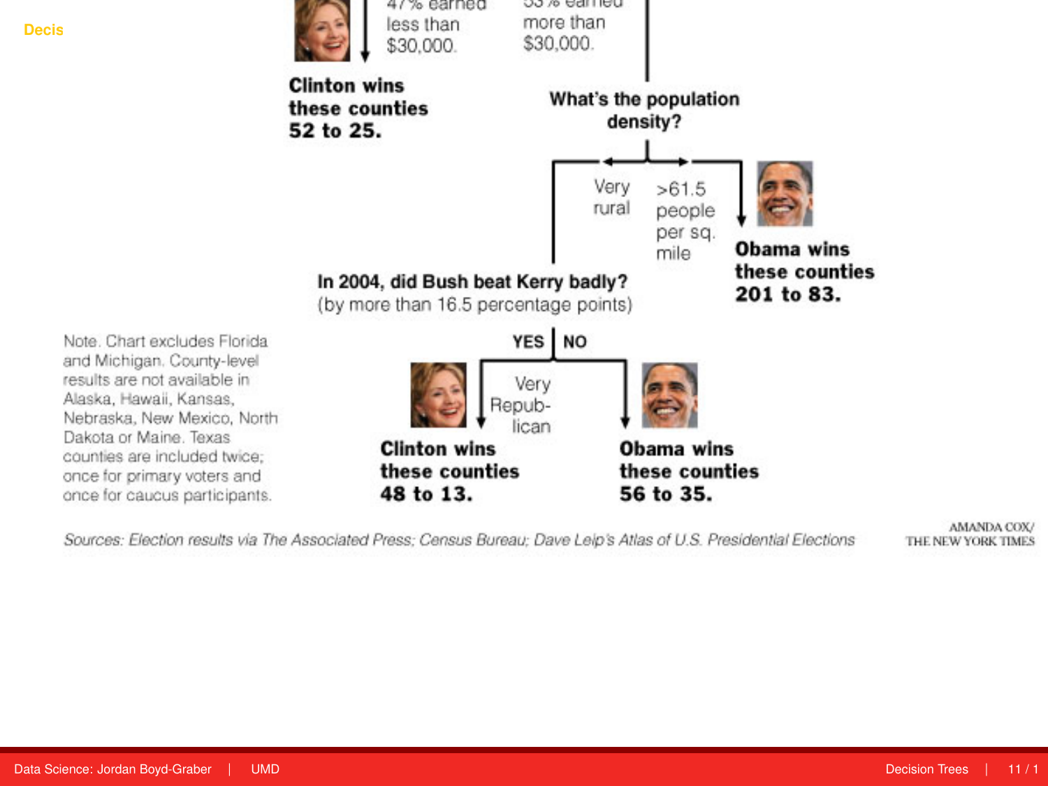Decis

47% earned less than $30,000.

53% earned more than $30,000.

**Clinton wins these counties 52 to 25.**

**What's the population density?**

Very rural

>61.5 people per sq. mile

**Obama wins these counties 201 to 83.**

**In 2004, did Bush beat Kerry badly?**
(by more than 16.5 percentage points)

**YES** | **NO**

Very Repub-lican

**Clinton wins these counties 48 to 13.**

**Obama wins these counties 56 to 35.**

Note. Chart excludes Florida and Michigan. County-level results are not available in Alaska, Hawaii, Kansas, Nebraska, New Mexico, North Dakota or Maine. Texas counties are included twice; once for primary voters and once for caucus participants.

*Sources: Election results via The Associated Press; Census Bureau; Dave Leip's Atlas of U.S. Presidential Elections*

AMANDA COX/ THE NEW YORK TIMES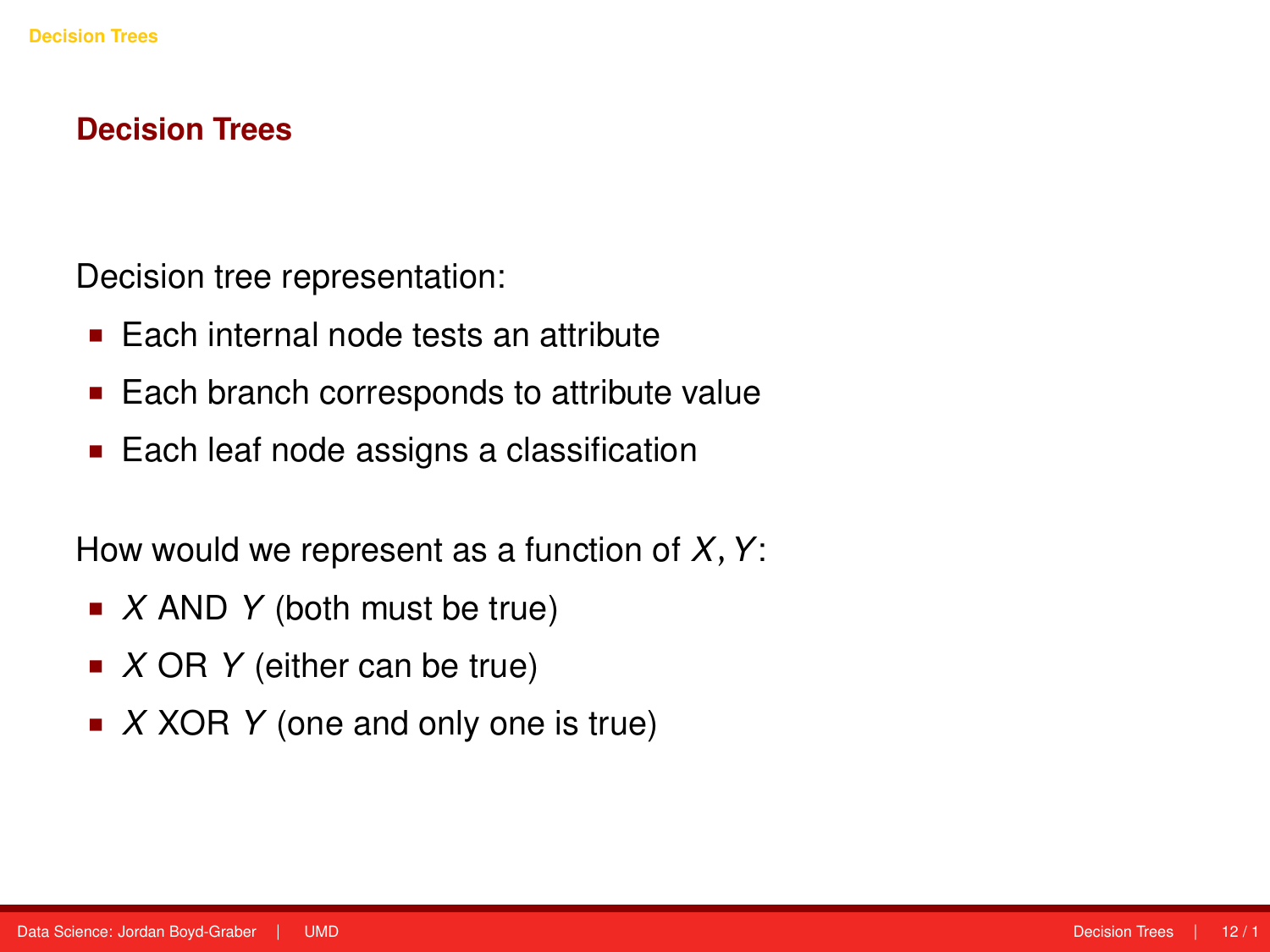## Decision Trees

Decision tree representation:

- Each internal node tests an attribute
- Each branch corresponds to attribute value
- Each leaf node assigns a classification

How would we represent as a function of $X, Y$:

- $X$ AND $Y$ (both must be true)
- $X$ OR $Y$ (either can be true)
- $X$ XOR $Y$ (one and only one is true)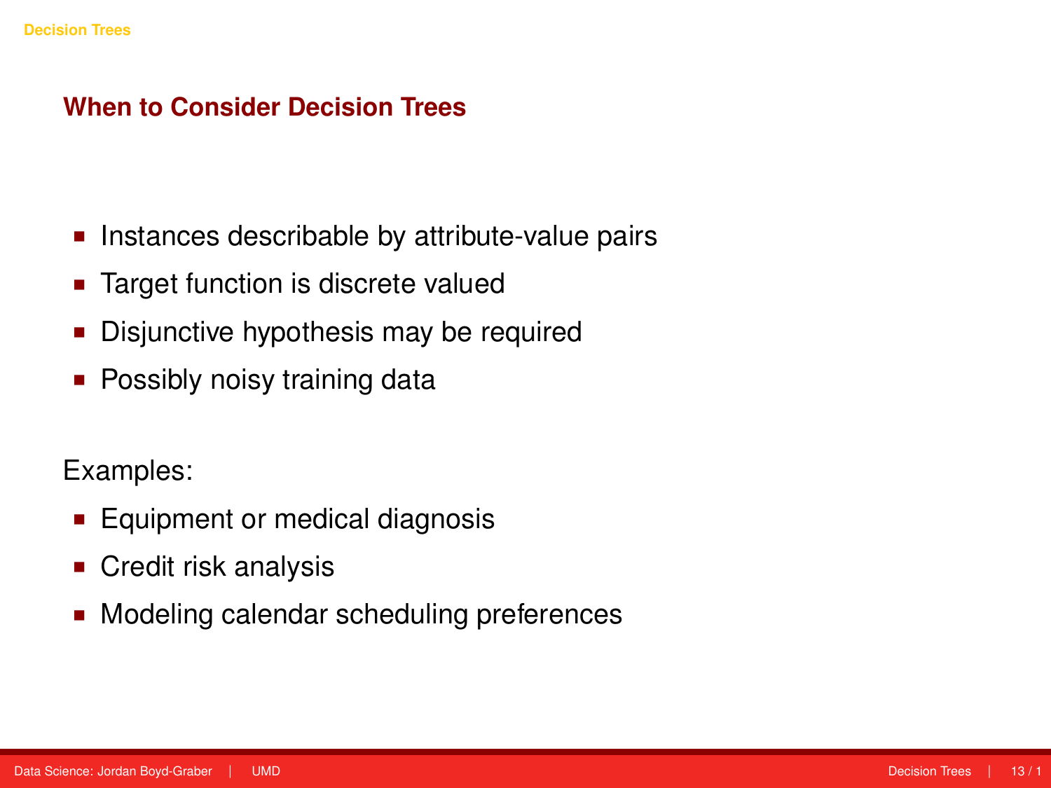## When to Consider Decision Trees

- Instances describable by attribute-value pairs
- Target function is discrete valued
- Disjunctive hypothesis may be required
- Possibly noisy training data

Examples:

- Equipment or medical diagnosis
- Credit risk analysis
- Modeling calendar scheduling preferences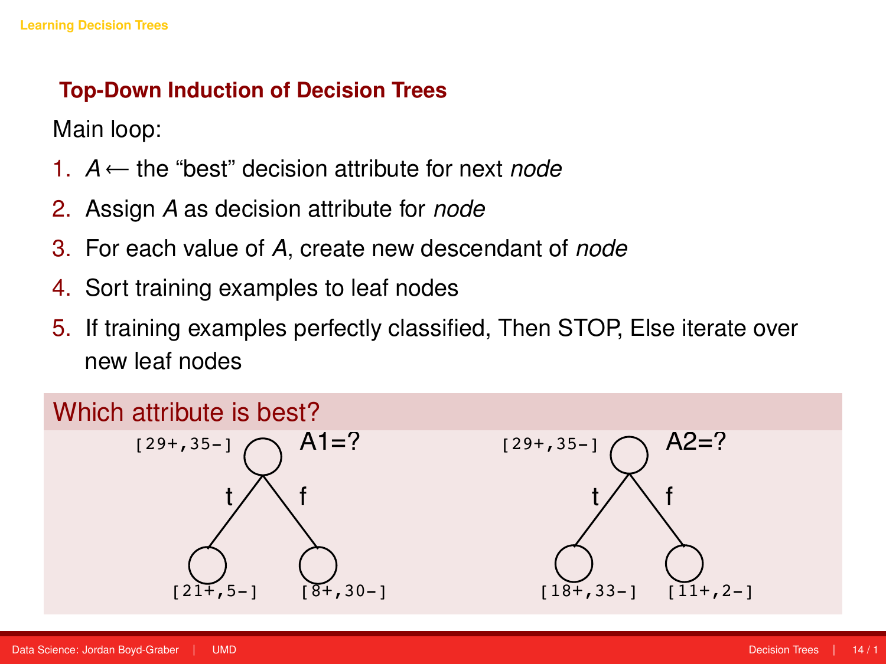## Top-Down Induction of Decision Trees

Main loop:

1. $A \leftarrow$ the "best" decision attribute for next *node*
2. Assign $A$ as decision attribute for *node*
3. For each value of $A$, create new descendant of *node*
4. Sort training examples to leaf nodes
5. If training examples perfectly classified, Then STOP, Else iterate over new leaf nodes

### Which attribute is best?

A1=? [29+,35-]
- t: [21+,5-]
- f: [8+,30-]

A2=? [29+,35-]
- t: [18+,33-]
- f: [11+,2-]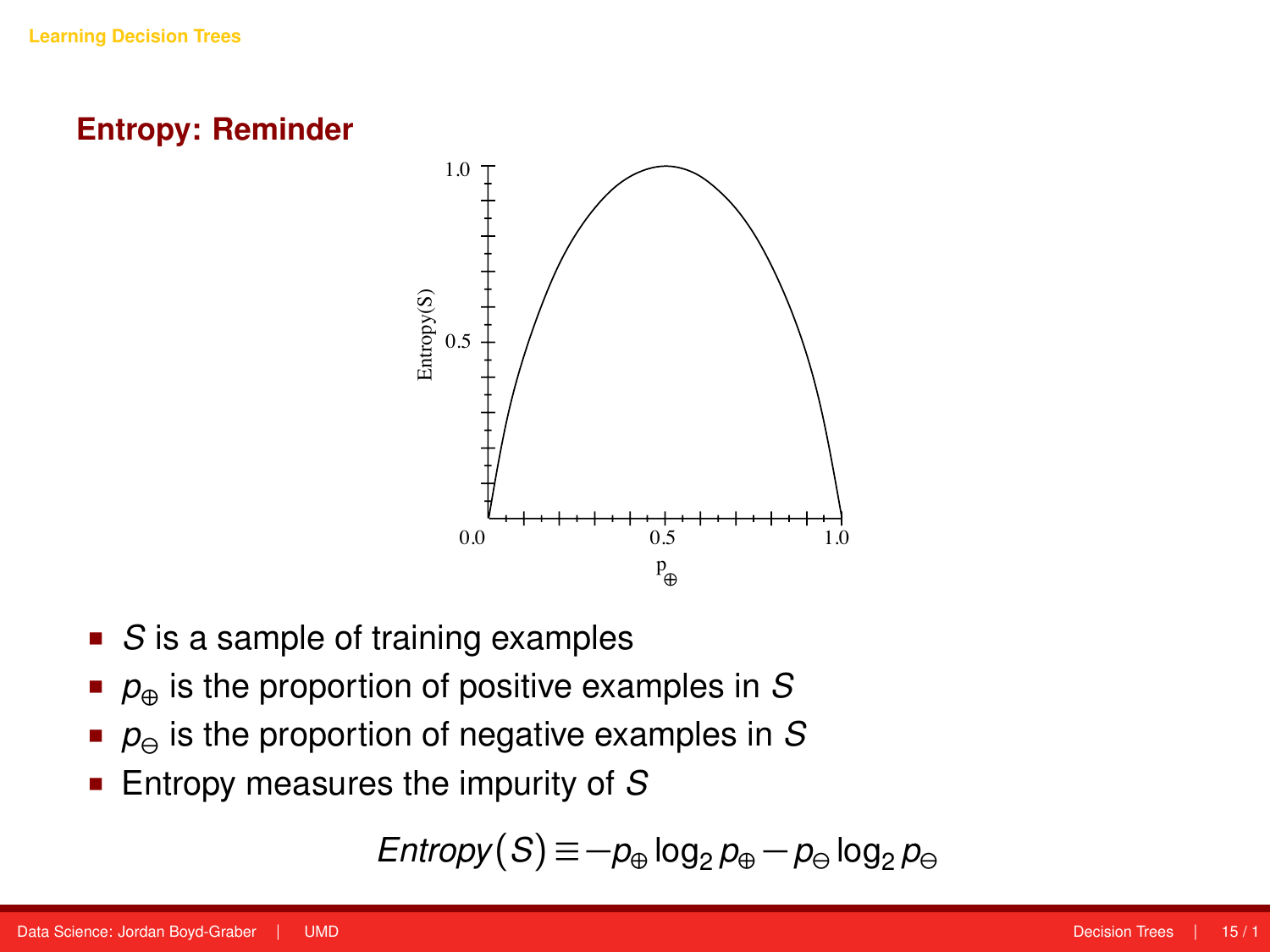## Entropy: Reminder

- $S$ is a sample of training examples
- $p_{\oplus}$ is the proportion of positive examples in $S$
- $p_{\ominus}$ is the proportion of negative examples in $S$
- Entropy measures the impurity of $S$

$$Entropy(S) \equiv -p_{\oplus} \log_2 p_{\oplus} - p_{\ominus} \log_2 p_{\ominus}$$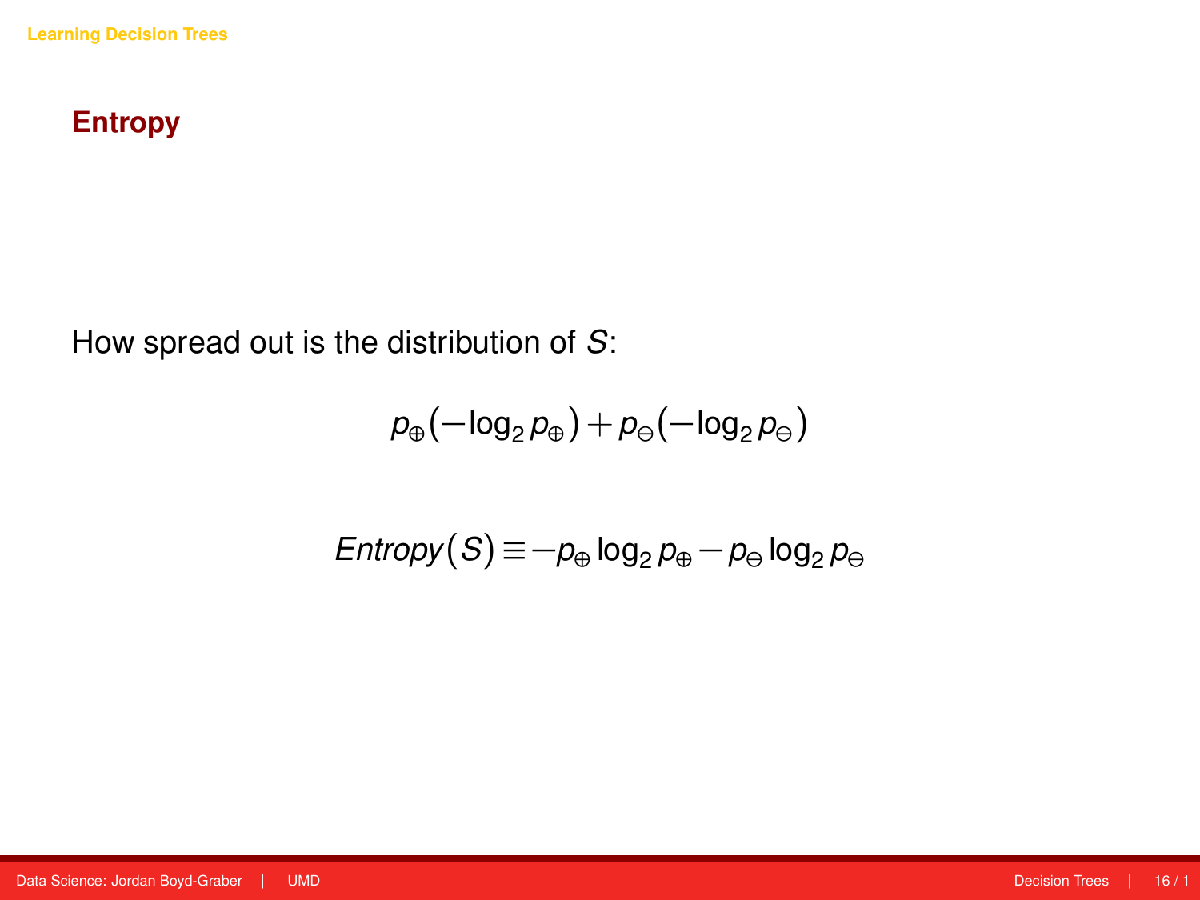## Entropy

How spread out is the distribution of $S$:

$$p_{\oplus}(-\log_2 p_{\oplus}) + p_{\ominus}(-\log_2 p_{\ominus})$$

$$Entropy(S) \equiv -p_{\oplus}\log_2 p_{\oplus} - p_{\ominus}\log_2 p_{\ominus}$$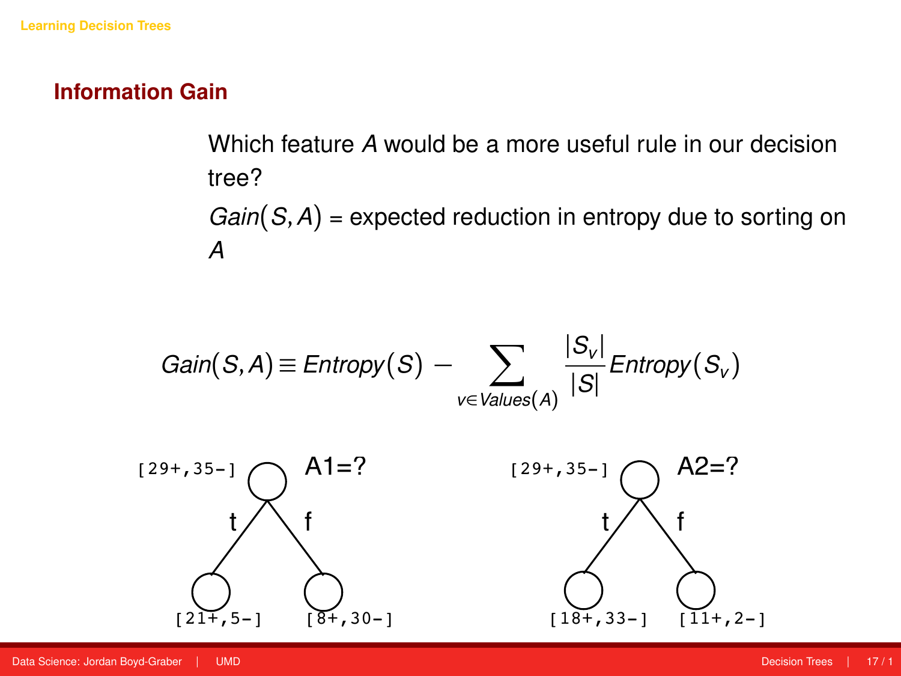## Information Gain

Which feature $A$ would be a more useful rule in our decision tree?

$Gain(S, A)$ = expected reduction in entropy due to sorting on $A$

$$Gain(S, A) \equiv Entropy(S) - \sum_{v \in Values(A)} \frac{|S_v|}{|S|} Entropy(S_v)$$

[29+,35-] A1=?

t: [21+,5-]

f: [8+,30-]

[29+,35-] A2=?

t: [18+,33-]

f: [11+,2-]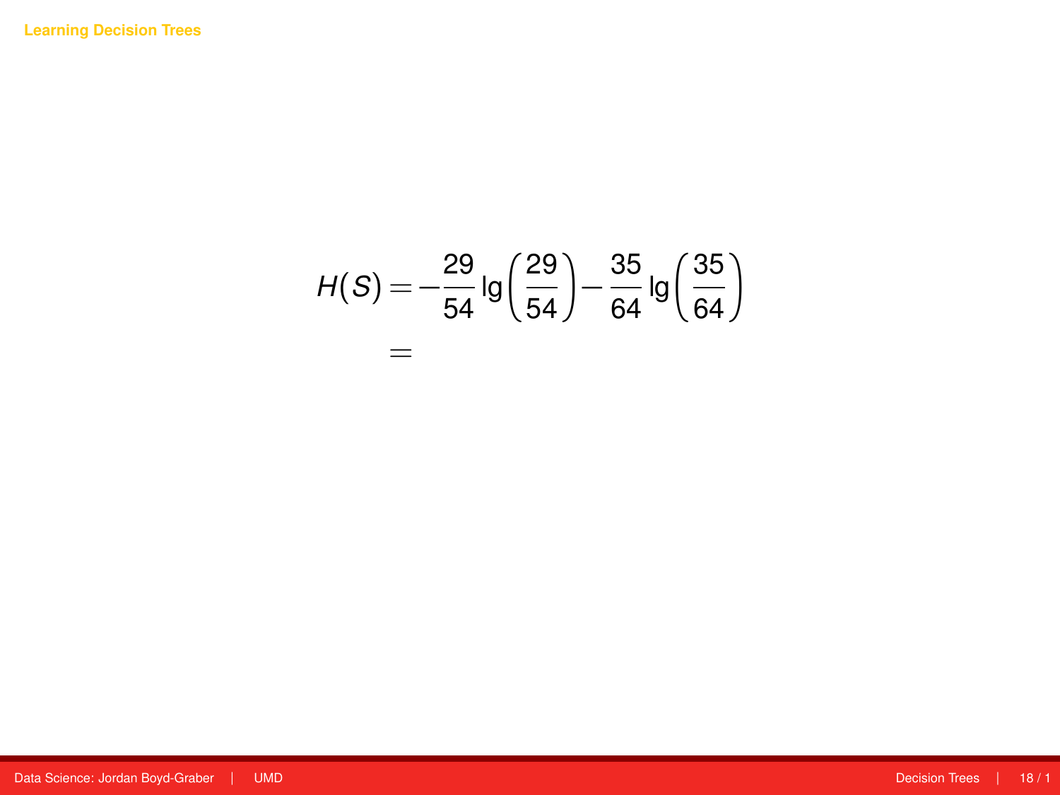## Learning Decision Trees

$$
\begin{aligned}
H(S) &= -\frac{29}{54}\lg\left(\frac{29}{54}\right) - \frac{35}{64}\lg\left(\frac{35}{64}\right) \\
&=
\end{aligned}
$$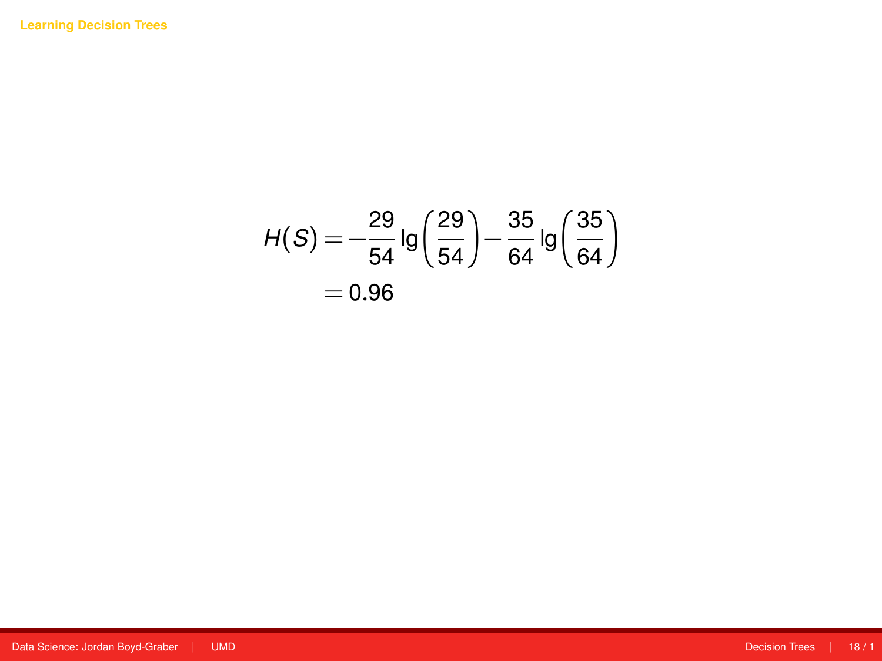$$
\begin{aligned}
H(S) &= -\frac{29}{54}\lg\left(\frac{29}{54}\right) - \frac{35}{64}\lg\left(\frac{35}{64}\right) \\
&= 0.96
\end{aligned}
$$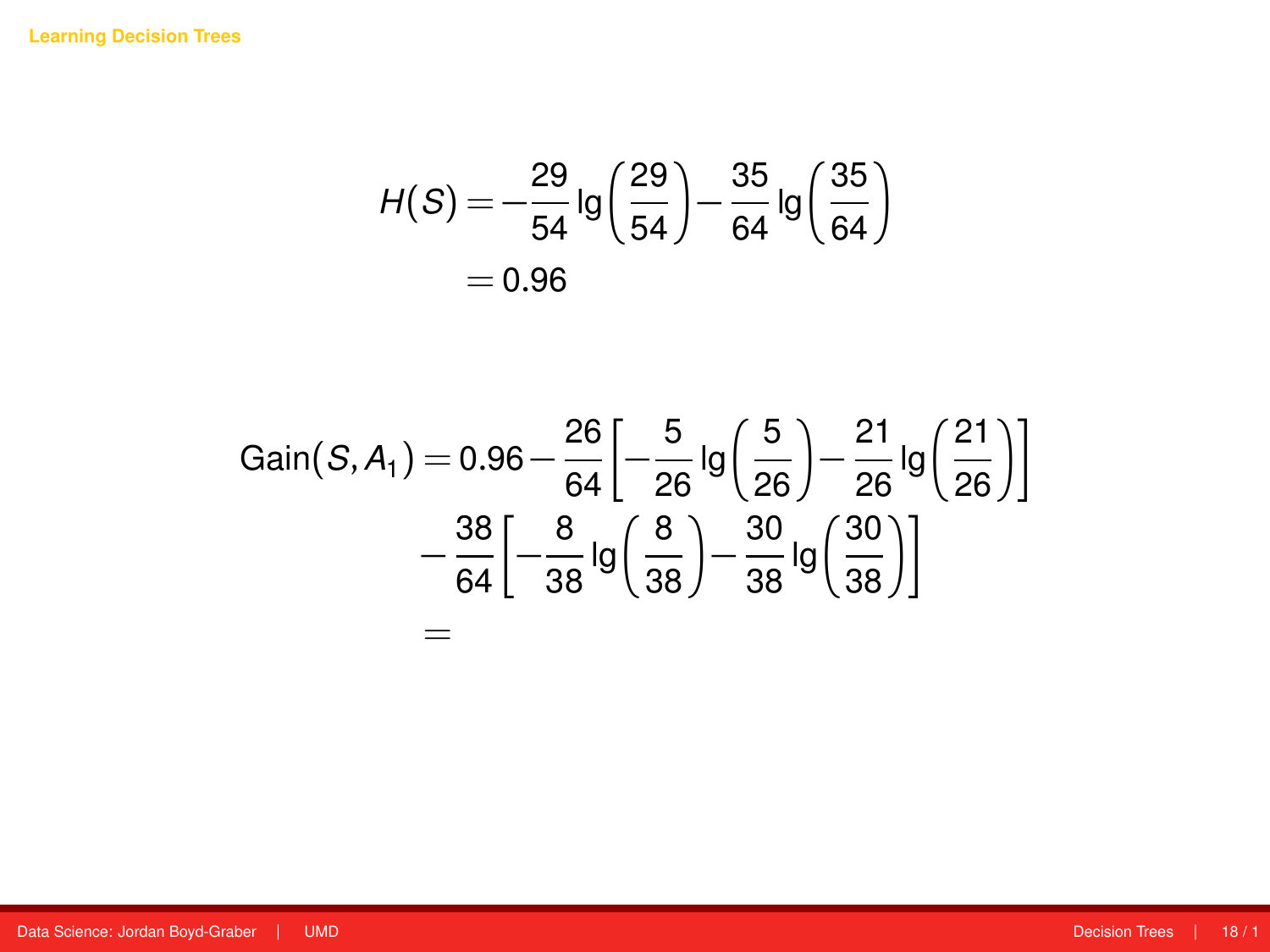## Learning Decision Trees

$$
\begin{aligned}
H(S) &= -\frac{29}{54}\lg\left(\frac{29}{54}\right) - \frac{35}{64}\lg\left(\frac{35}{64}\right) \\
&= 0.96
\end{aligned}
$$

$$
\begin{aligned}
\text{Gain}(S, A_1) &= 0.96 - \frac{26}{64}\left[-\frac{5}{26}\lg\left(\frac{5}{26}\right) - \frac{21}{26}\lg\left(\frac{21}{26}\right)\right] \\
&\quad - \frac{38}{64}\left[-\frac{8}{38}\lg\left(\frac{8}{38}\right) - \frac{30}{38}\lg\left(\frac{30}{38}\right)\right] \\
&=
\end{aligned}
$$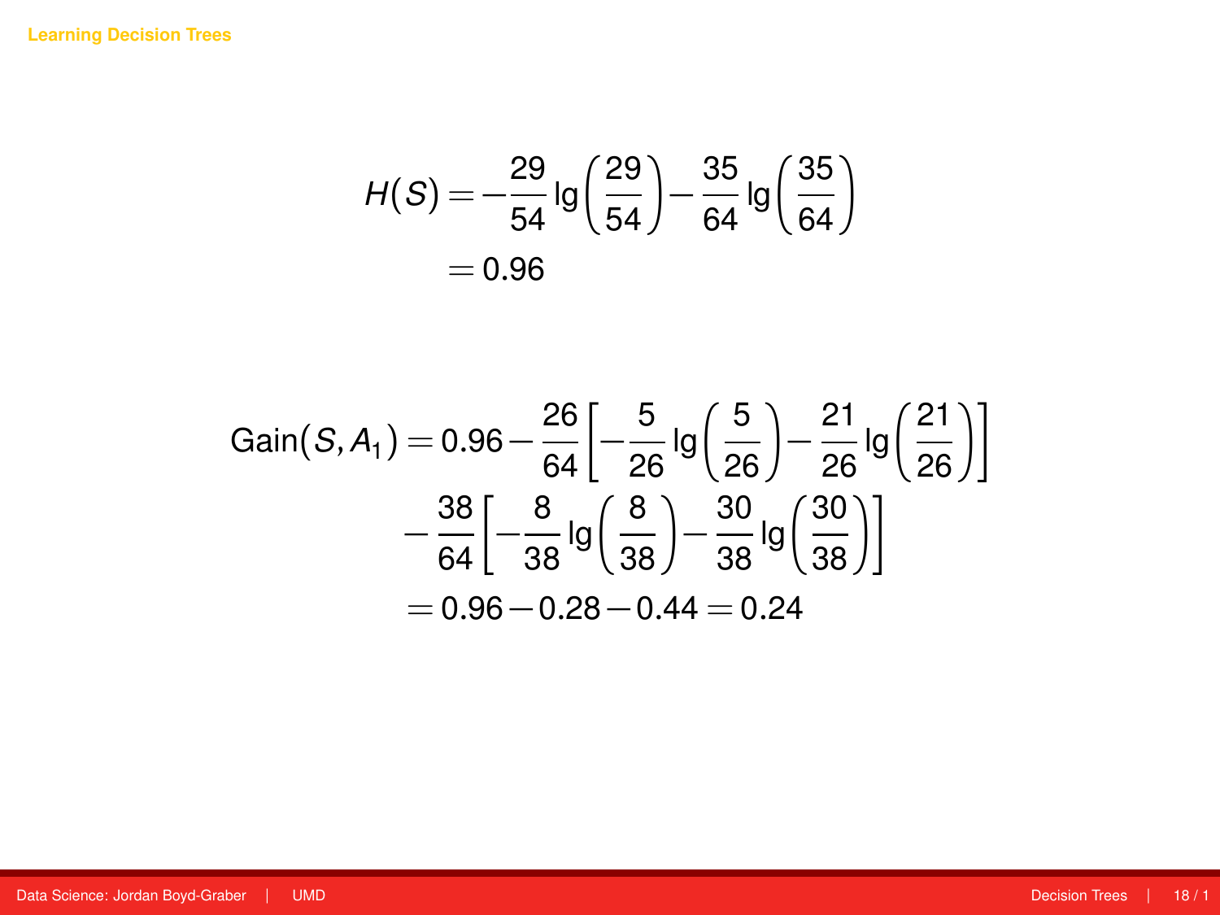## Learning Decision Trees

$$
\begin{aligned}
H(S) &= -\frac{29}{54}\lg\left(\frac{29}{54}\right) - \frac{35}{64}\lg\left(\frac{35}{64}\right) \\
&= 0.96
\end{aligned}
$$

$$
\begin{aligned}
\text{Gain}(S, A_1) = 0.96 &- \frac{26}{64}\left[-\frac{5}{26}\lg\left(\frac{5}{26}\right) - \frac{21}{26}\lg\left(\frac{21}{26}\right)\right] \\
&- \frac{38}{64}\left[-\frac{8}{38}\lg\left(\frac{8}{38}\right) - \frac{30}{38}\lg\left(\frac{30}{38}\right)\right] \\
&= 0.96 - 0.28 - 0.44 = 0.24
\end{aligned}
$$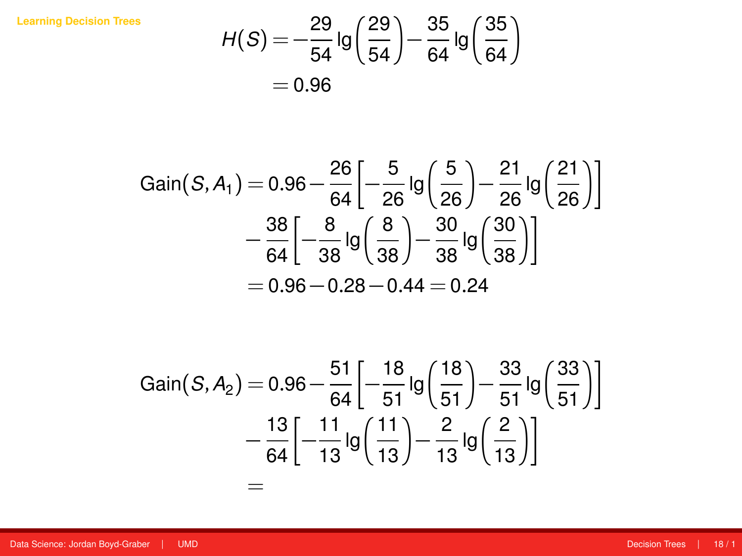$$H(S) = -\frac{29}{54} \lg\left(\frac{29}{54}\right) - \frac{35}{64} \lg\left(\frac{35}{64}\right)$$
$$= 0.96$$

$$\text{Gain}(S, A_1) = 0.96 - \frac{26}{64}\left[-\frac{5}{26} \lg\left(\frac{5}{26}\right) - \frac{21}{26} \lg\left(\frac{21}{26}\right)\right]$$
$$- \frac{38}{64}\left[-\frac{8}{38} \lg\left(\frac{8}{38}\right) - \frac{30}{38} \lg\left(\frac{30}{38}\right)\right]$$
$$= 0.96 - 0.28 - 0.44 = 0.24$$

$$\text{Gain}(S, A_2) = 0.96 - \frac{51}{64}\left[-\frac{18}{51} \lg\left(\frac{18}{51}\right) - \frac{33}{51} \lg\left(\frac{33}{51}\right)\right]$$
$$- \frac{13}{64}\left[-\frac{11}{13} \lg\left(\frac{11}{13}\right) - \frac{2}{13} \lg\left(\frac{2}{13}\right)\right]$$
$$=$$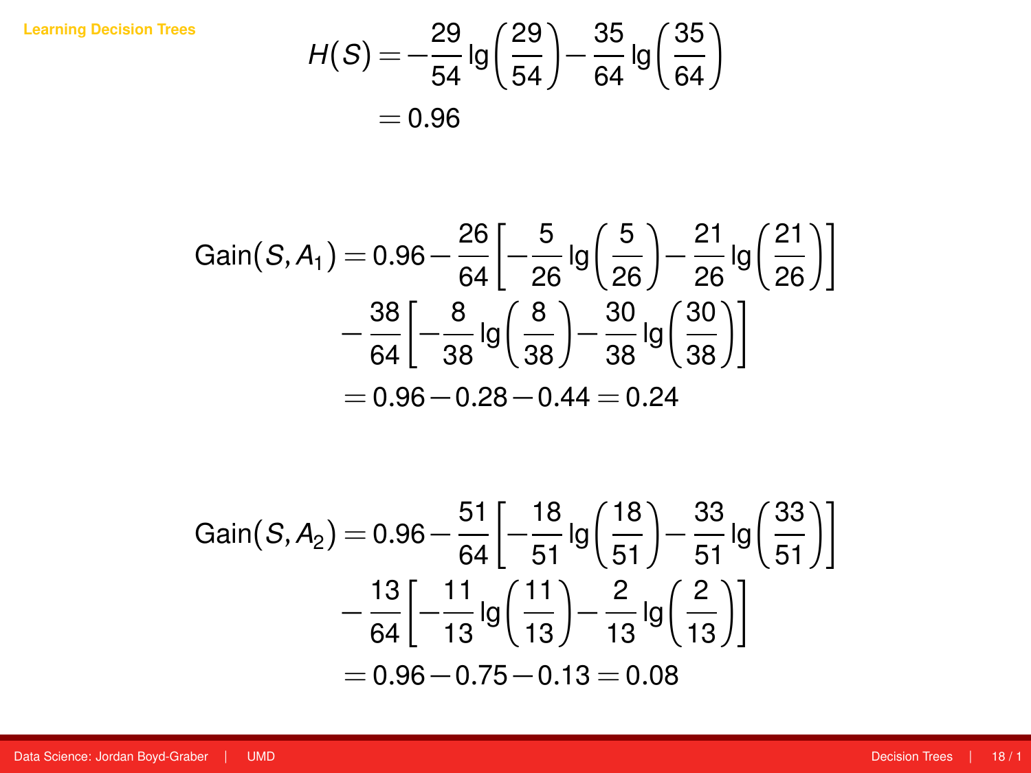Learning Decision Trees

$$
\begin{aligned}
H(S) &= -\frac{29}{54} \lg\left(\frac{29}{54}\right) - \frac{35}{64} \lg\left(\frac{35}{64}\right) \\
&= 0.96
\end{aligned}
$$

$$
\begin{aligned}
\text{Gain}(S, A_1) = 0.96 &- \frac{26}{64}\left[-\frac{5}{26} \lg\left(\frac{5}{26}\right) - \frac{21}{26} \lg\left(\frac{21}{26}\right)\right] \\
&- \frac{38}{64}\left[-\frac{8}{38} \lg\left(\frac{8}{38}\right) - \frac{30}{38} \lg\left(\frac{30}{38}\right)\right] \\
&= 0.96 - 0.28 - 0.44 = 0.24
\end{aligned}
$$

$$
\begin{aligned}
\text{Gain}(S, A_2) = 0.96 &- \frac{51}{64}\left[-\frac{18}{51} \lg\left(\frac{18}{51}\right) - \frac{33}{51} \lg\left(\frac{33}{51}\right)\right] \\
&- \frac{13}{64}\left[-\frac{11}{13} \lg\left(\frac{11}{13}\right) - \frac{2}{13} \lg\left(\frac{2}{13}\right)\right] \\
&= 0.96 - 0.75 - 0.13 = 0.08
\end{aligned}
$$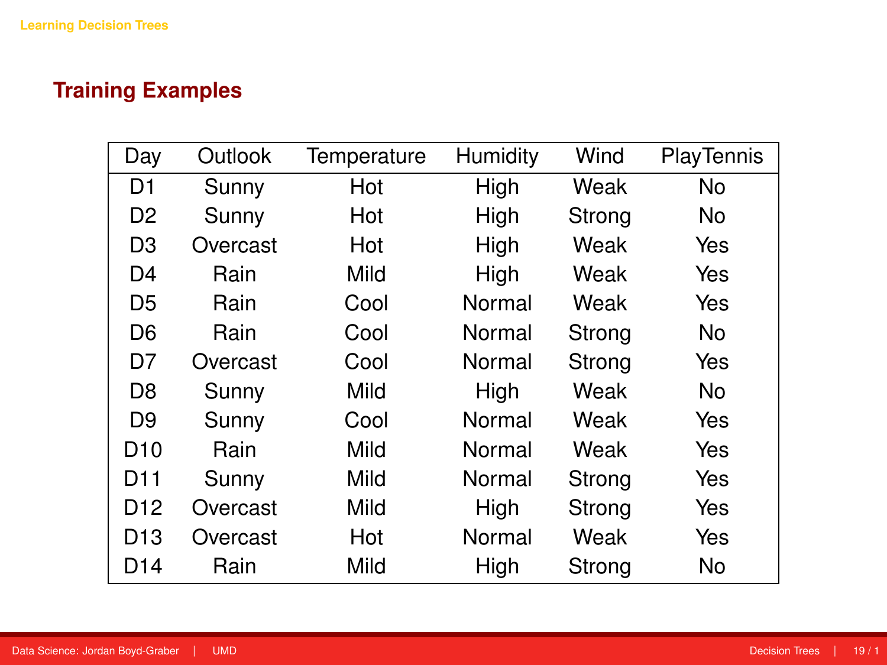## Training Examples

| Day | Outlook | Temperature | Humidity | Wind | PlayTennis |
|---|---|---|---|---|---|
| D1 | Sunny | Hot | High | Weak | No |
| D2 | Sunny | Hot | High | Strong | No |
| D3 | Overcast | Hot | High | Weak | Yes |
| D4 | Rain | Mild | High | Weak | Yes |
| D5 | Rain | Cool | Normal | Weak | Yes |
| D6 | Rain | Cool | Normal | Strong | No |
| D7 | Overcast | Cool | Normal | Strong | Yes |
| D8 | Sunny | Mild | High | Weak | No |
| D9 | Sunny | Cool | Normal | Weak | Yes |
| D10 | Rain | Mild | Normal | Weak | Yes |
| D11 | Sunny | Mild | Normal | Strong | Yes |
| D12 | Overcast | Mild | High | Strong | Yes |
| D13 | Overcast | Hot | Normal | Weak | Yes |
| D14 | Rain | Mild | High | Strong | No |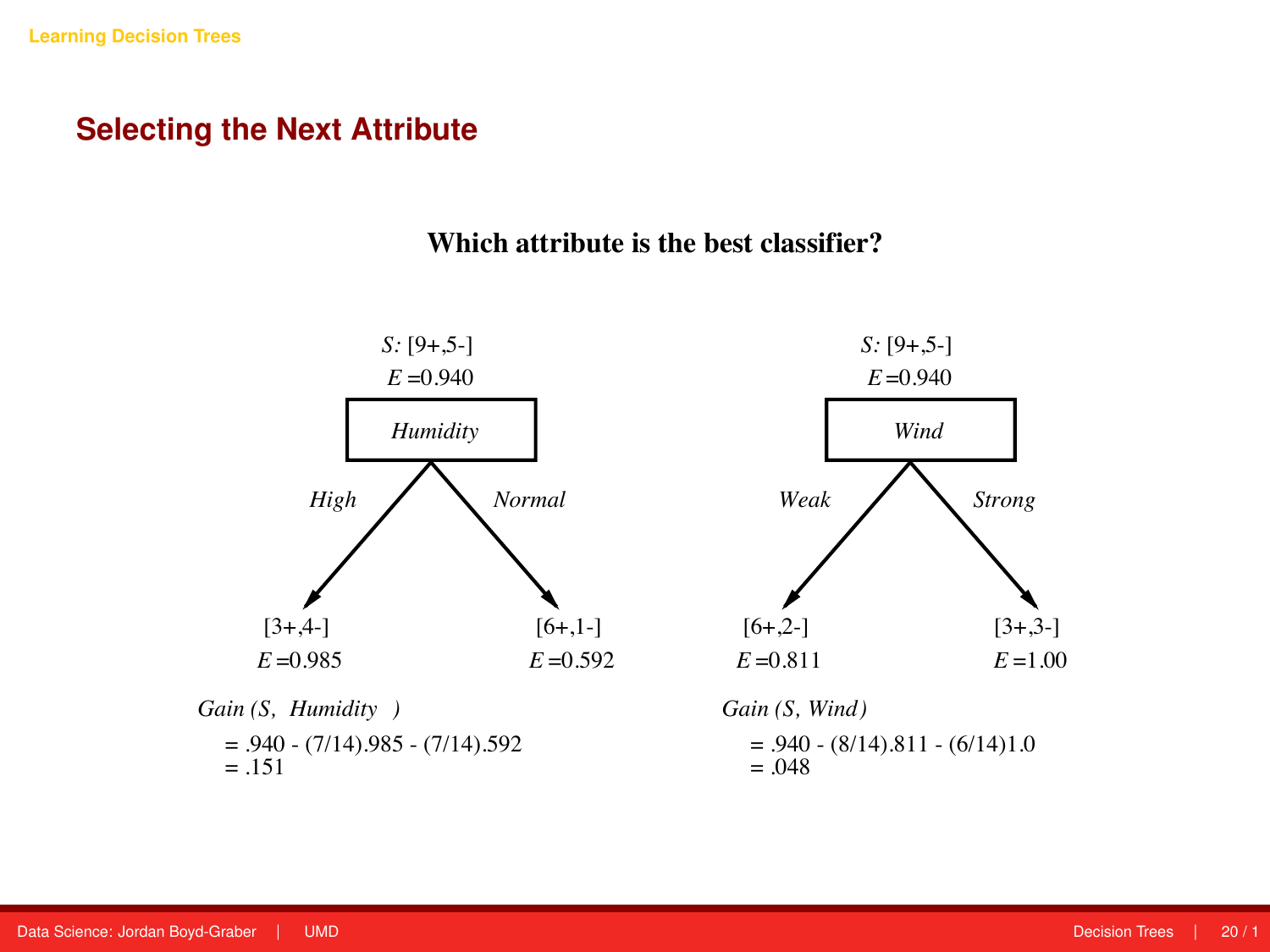## Selecting the Next Attribute

**Which attribute is the best classifier?**

*S:* [9+,5-]
*E* =0.940

*Humidity*

- *High*: [3+,4-], *E* =0.985
- *Normal*: [6+,1-], *E* =0.592

*Gain (S, Humidity)*
= .940 - (7/14).985 - (7/14).592
= .151

*S:* [9+,5-]
*E* =0.940

*Wind*

- *Weak*: [6+,2-], *E* =0.811
- *Strong*: [3+,3-], *E* =1.00

*Gain (S, Wind)*
= .940 - (8/14).811 - (6/14)1.0
= .048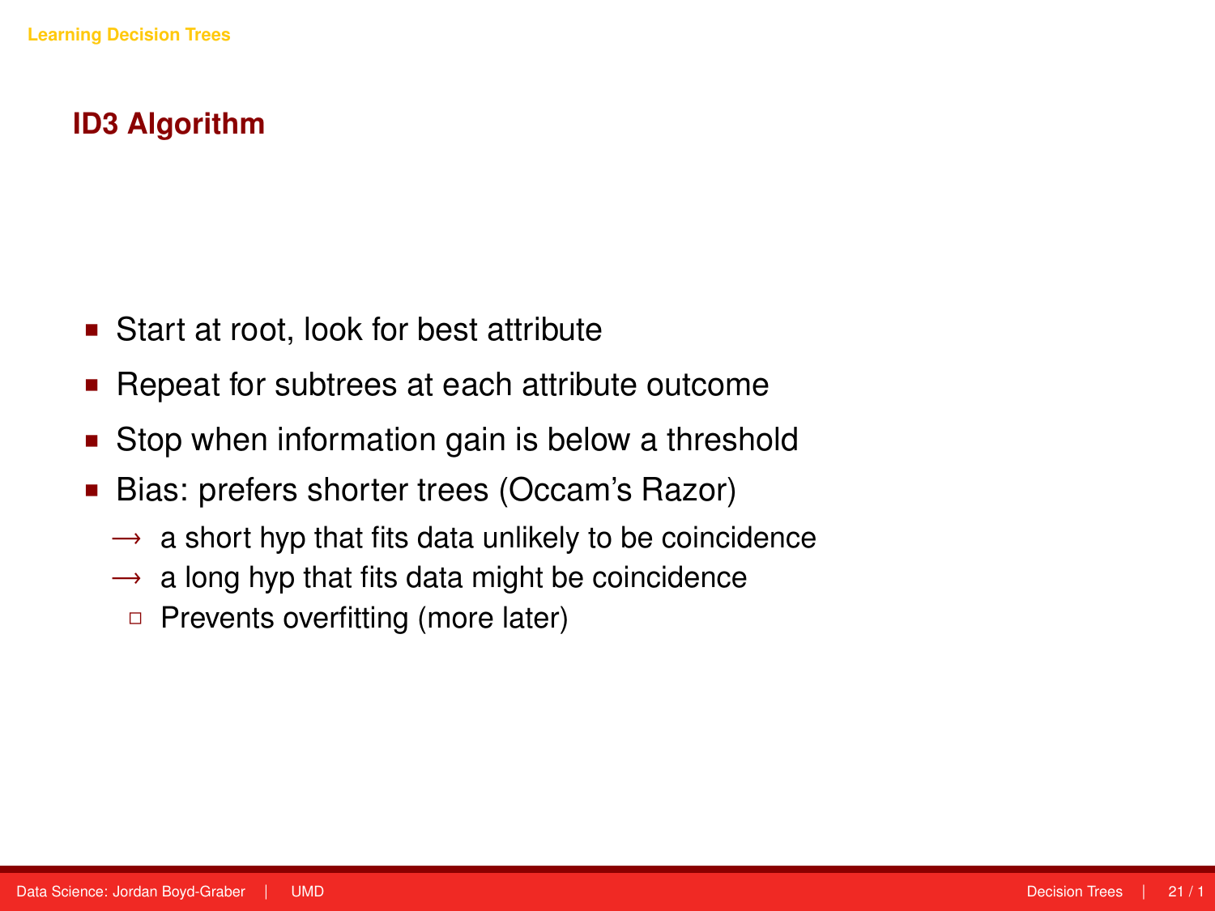## ID3 Algorithm

- Start at root, look for best attribute
- Repeat for subtrees at each attribute outcome
- Stop when information gain is below a threshold
- Bias: prefers shorter trees (Occam's Razor)
  - → a short hyp that fits data unlikely to be coincidence
  - → a long hyp that fits data might be coincidence
  - Prevents overfitting (more later)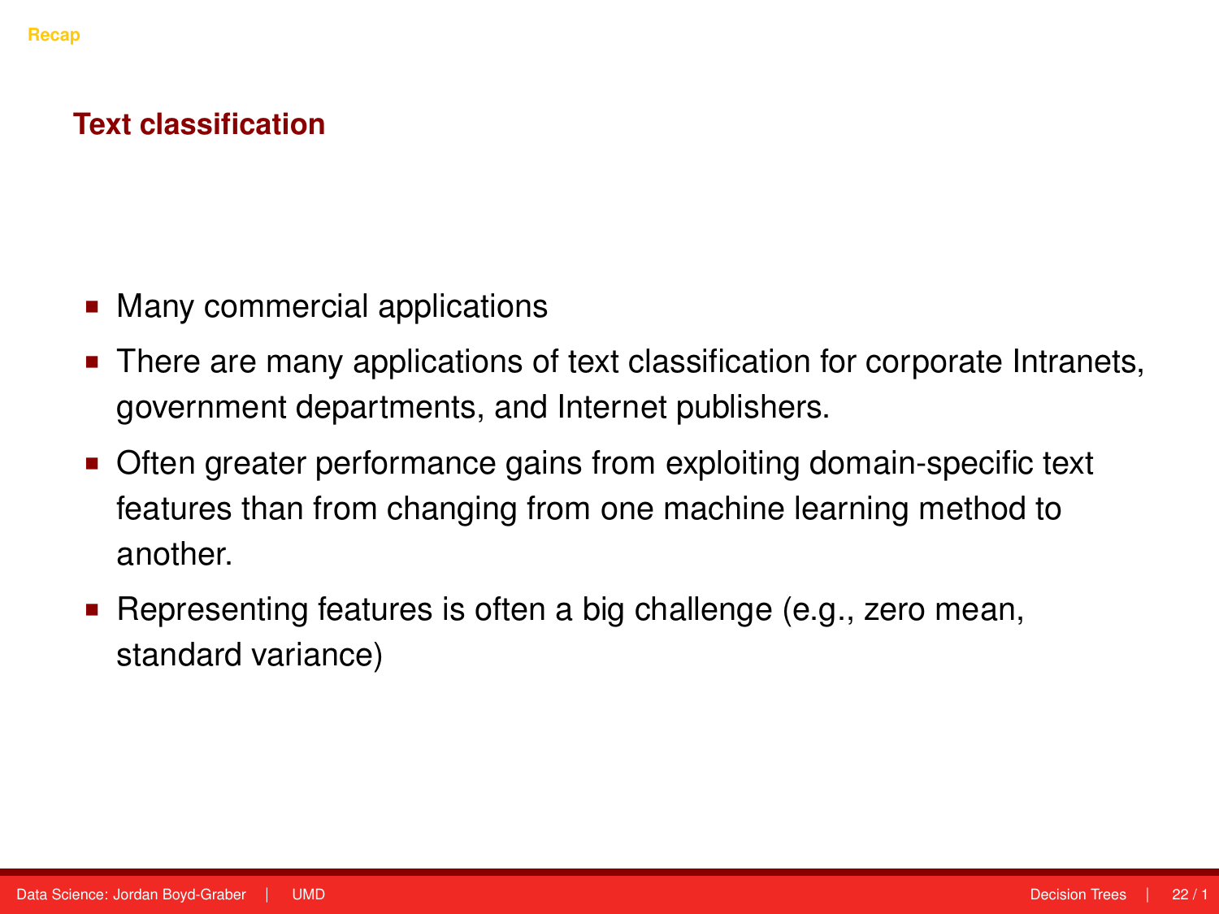## Text classification

- Many commercial applications
- There are many applications of text classification for corporate Intranets, government departments, and Internet publishers.
- Often greater performance gains from exploiting domain-specific text features than from changing from one machine learning method to another.
- Representing features is often a big challenge (e.g., zero mean, standard variance)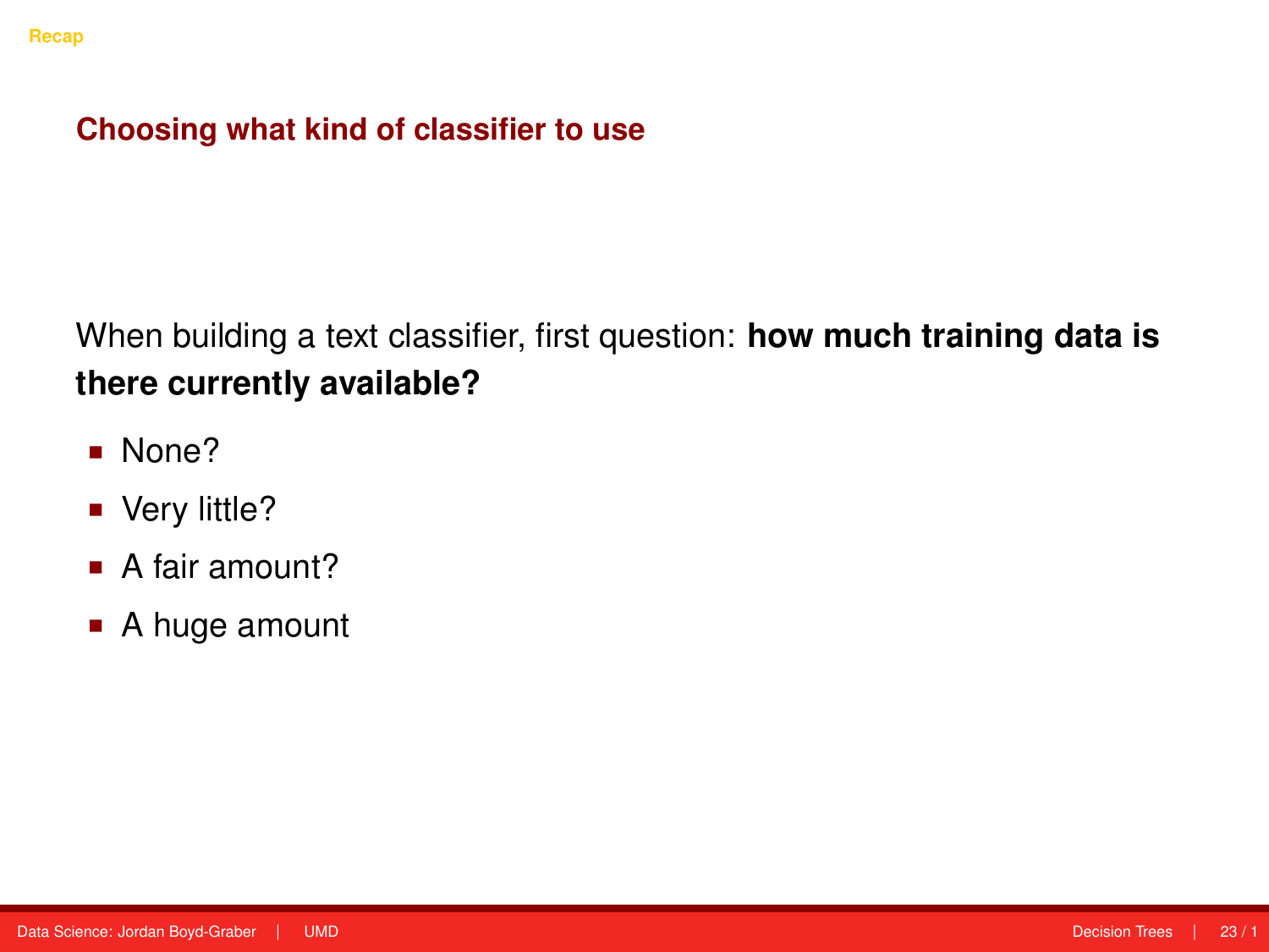## Choosing what kind of classifier to use

When building a text classifier, first question: **how much training data is there currently available?**

- None?
- Very little?
- A fair amount?
- A huge amount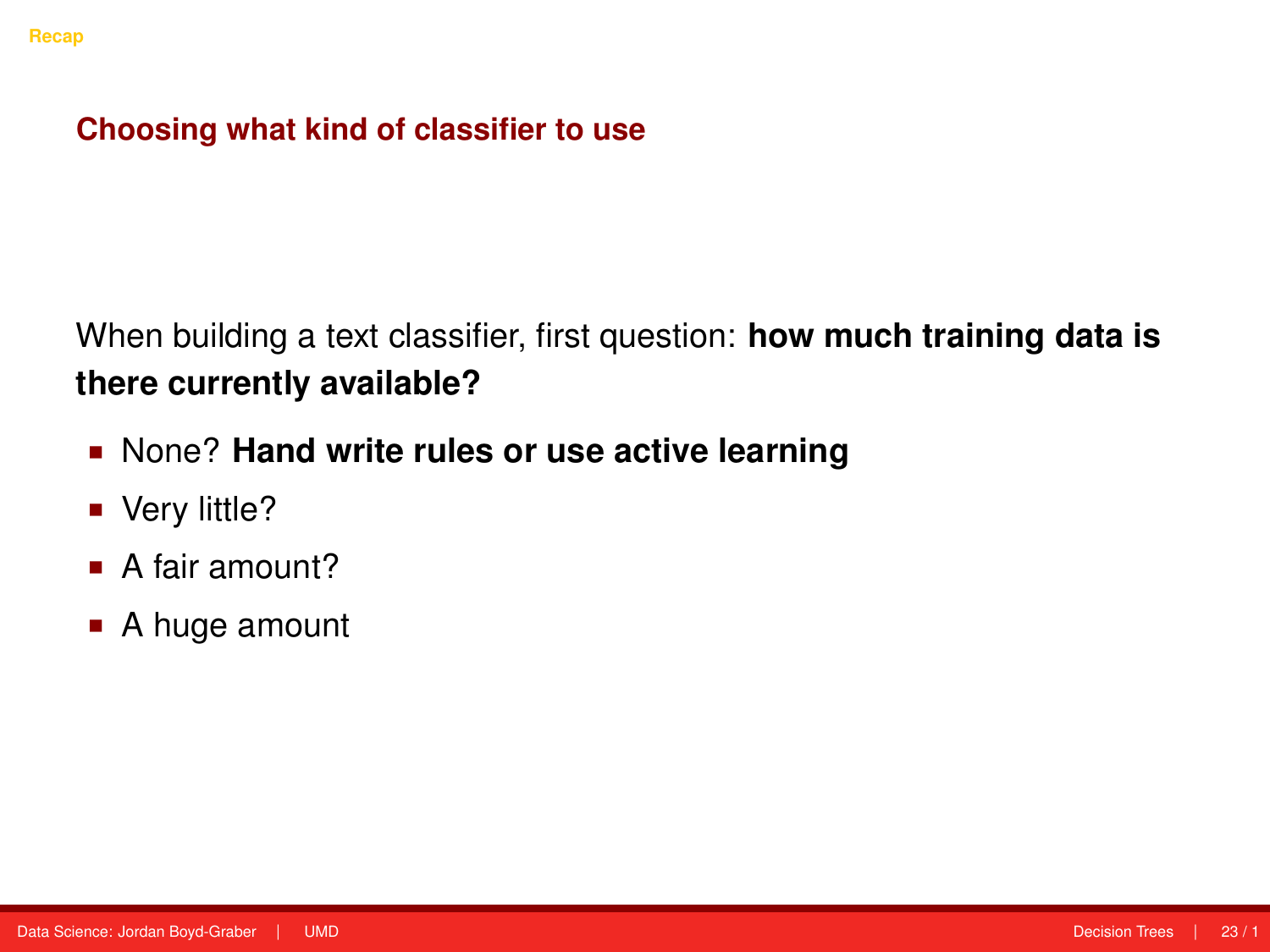## Choosing what kind of classifier to use

When building a text classifier, first question: **how much training data is there currently available?**

- None? **Hand write rules or use active learning**
- Very little?
- A fair amount?
- A huge amount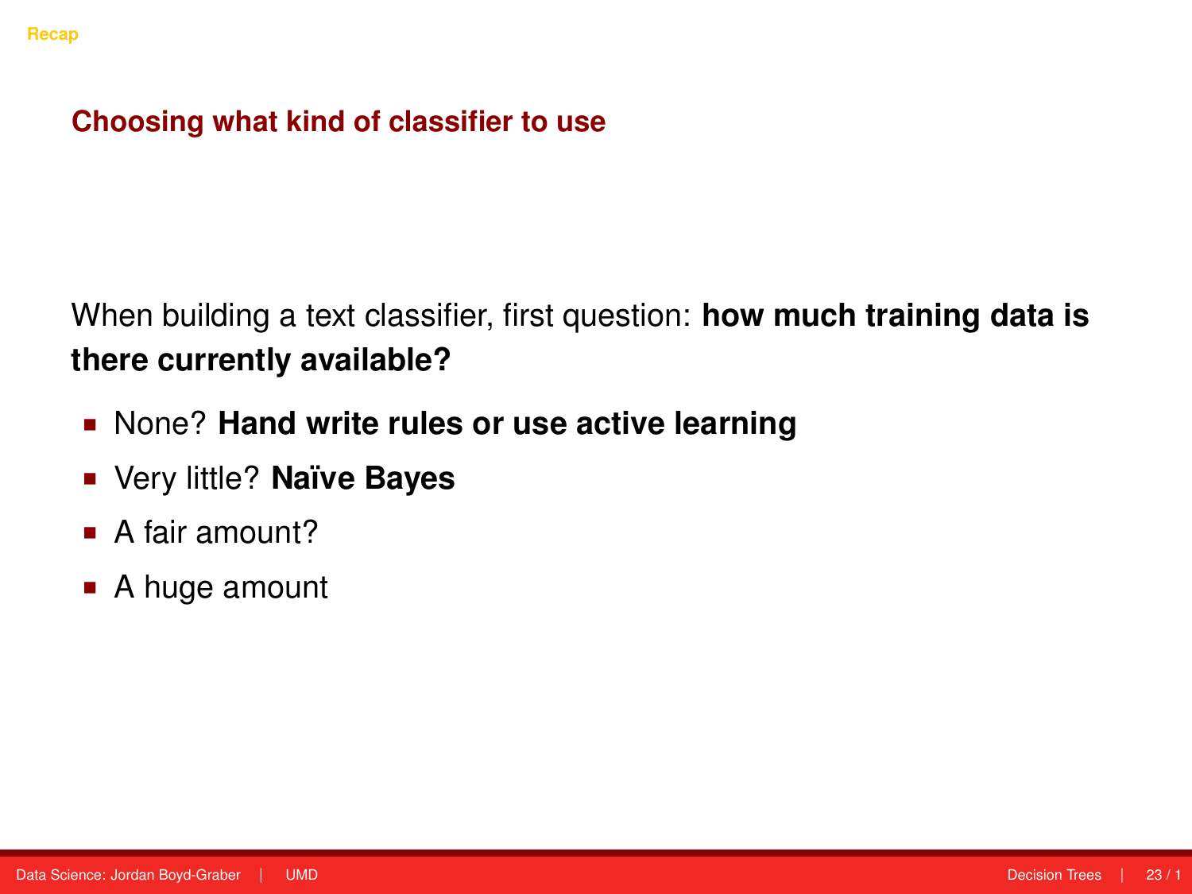# Choosing what kind of classifier to use

When building a text classifier, first question: **how much training data is there currently available?**

- None? **Hand write rules or use active learning**
- Very little? **Naïve Bayes**
- A fair amount?
- A huge amount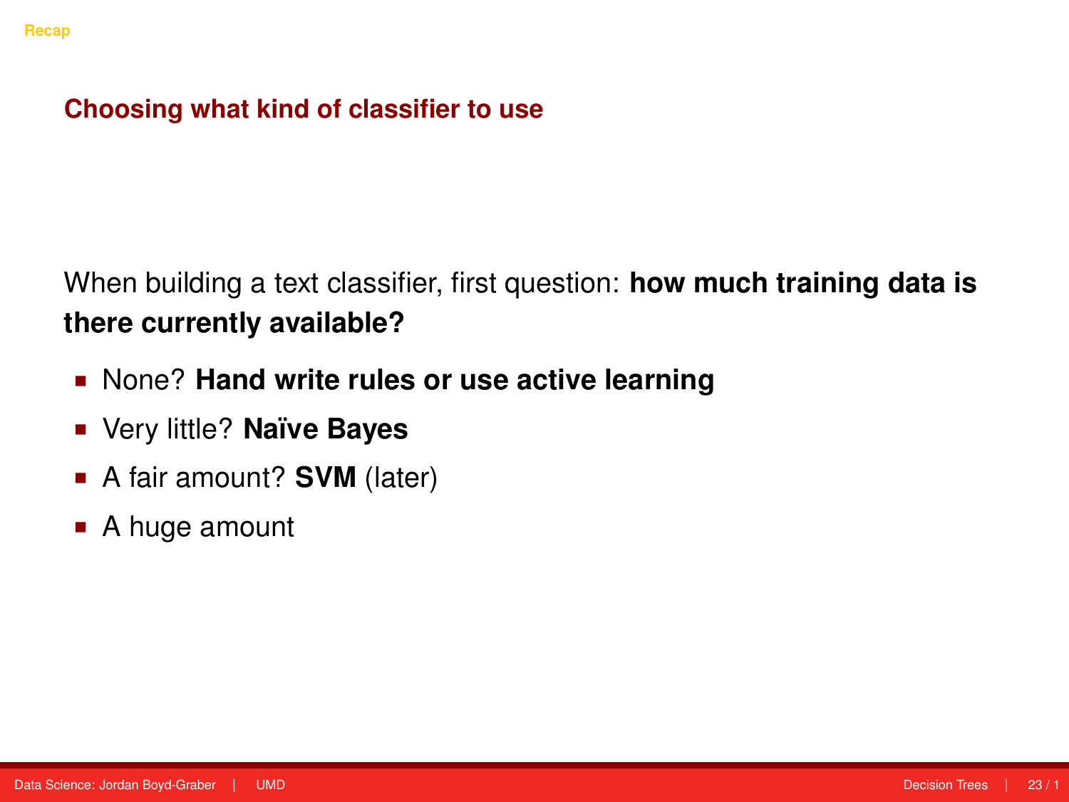## Choosing what kind of classifier to use

When building a text classifier, first question: **how much training data is there currently available?**

- None? **Hand write rules or use active learning**
- Very little? **Naïve Bayes**
- A fair amount? **SVM** (later)
- A huge amount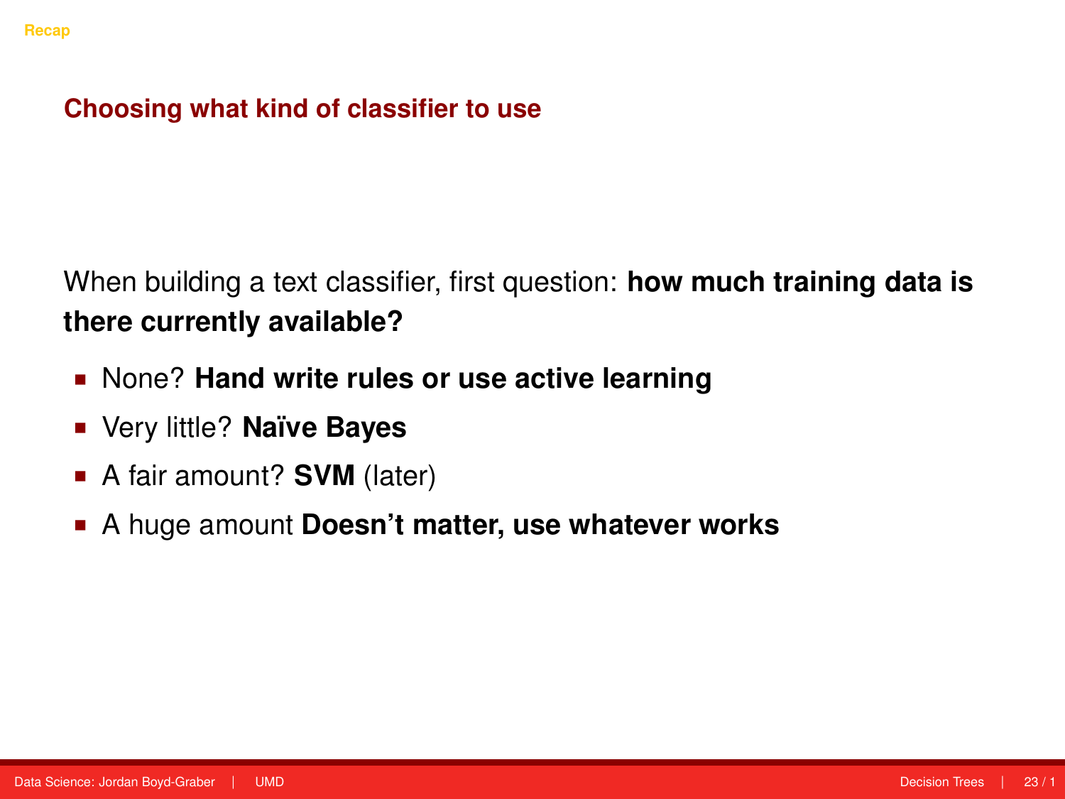## Choosing what kind of classifier to use

When building a text classifier, first question: **how much training data is there currently available?**

- None? **Hand write rules or use active learning**
- Very little? **Naïve Bayes**
- A fair amount? **SVM** (later)
- A huge amount **Doesn't matter, use whatever works**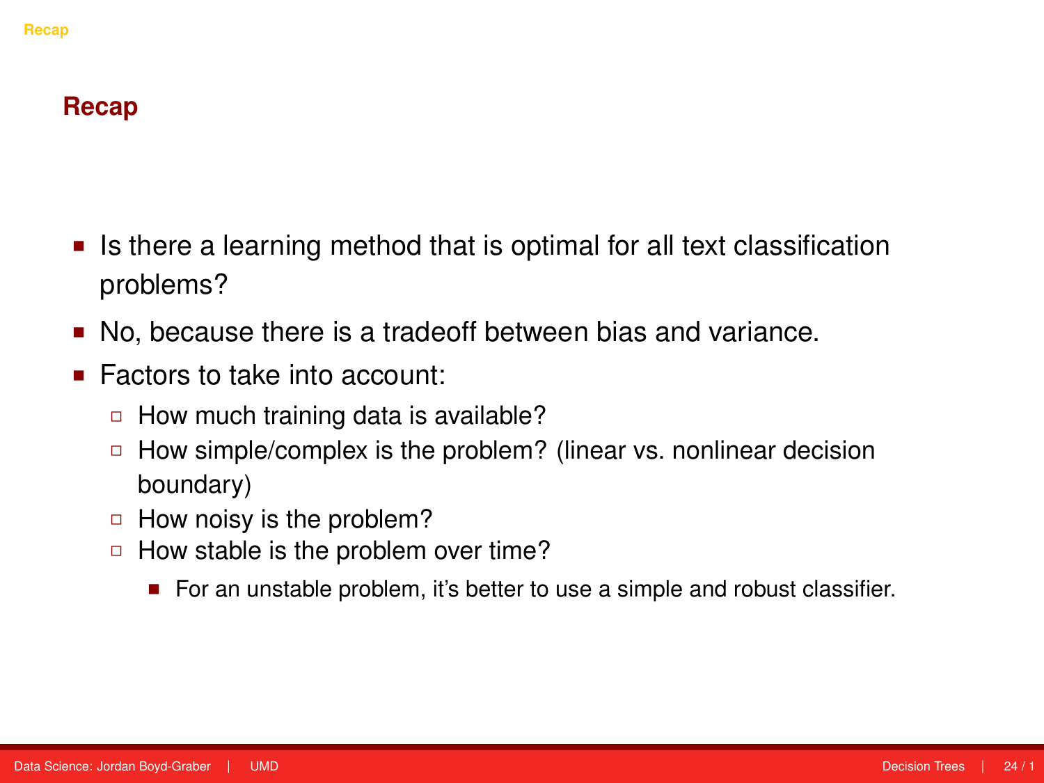# Recap

- Is there a learning method that is optimal for all text classification problems?
- No, because there is a tradeoff between bias and variance.
- Factors to take into account:
  - How much training data is available?
  - How simple/complex is the problem? (linear vs. nonlinear decision boundary)
  - How noisy is the problem?
  - How stable is the problem over time?
    - For an unstable problem, it's better to use a simple and robust classifier.